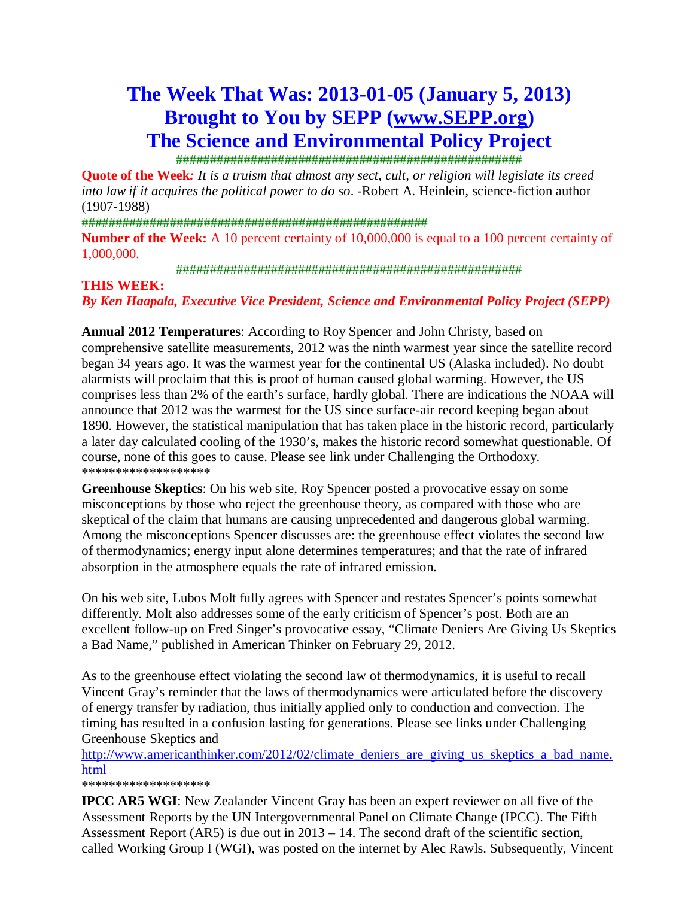# The Week That Was: 2013-01-05 (January 5, 2013)
# Brought to You by SEPP (www.SEPP.org)
# The Science and Environmental Policy Project

###################################################

**Quote of the Week***:* *It is a truism that almost any sect, cult, or religion will legislate its creed into law if it acquires the political power to do so*. -Robert A. Heinlein, science-fiction author (1907-1988)

###################################################

**Number of the Week:** A 10 percent certainty of 10,000,000 is equal to a 100 percent certainty of 1,000,000.

###################################################

**THIS WEEK:**

***By Ken Haapala, Executive Vice President, Science and Environmental Policy Project (SEPP)***

**Annual 2012 Temperatures**: According to Roy Spencer and John Christy, based on comprehensive satellite measurements, 2012 was the ninth warmest year since the satellite record began 34 years ago. It was the warmest year for the continental US (Alaska included). No doubt alarmists will proclaim that this is proof of human caused global warming. However, the US comprises less than 2% of the earth's surface, hardly global. There are indications the NOAA will announce that 2012 was the warmest for the US since surface-air record keeping began about 1890. However, the statistical manipulation that has taken place in the historic record, particularly a later day calculated cooling of the 1930's, makes the historic record somewhat questionable. Of course, none of this goes to cause. Please see link under Challenging the Orthodoxy.

*******************

**Greenhouse Skeptics**: On his web site, Roy Spencer posted a provocative essay on some misconceptions by those who reject the greenhouse theory, as compared with those who are skeptical of the claim that humans are causing unprecedented and dangerous global warming. Among the misconceptions Spencer discusses are: the greenhouse effect violates the second law of thermodynamics; energy input alone determines temperatures; and that the rate of infrared absorption in the atmosphere equals the rate of infrared emission.

On his web site, Lubos Molt fully agrees with Spencer and restates Spencer's points somewhat differently. Molt also addresses some of the early criticism of Spencer's post. Both are an excellent follow-up on Fred Singer's provocative essay, "Climate Deniers Are Giving Us Skeptics a Bad Name," published in American Thinker on February 29, 2012.

As to the greenhouse effect violating the second law of thermodynamics, it is useful to recall Vincent Gray's reminder that the laws of thermodynamics were articulated before the discovery of energy transfer by radiation, thus initially applied only to conduction and convection. The timing has resulted in a confusion lasting for generations. Please see links under Challenging Greenhouse Skeptics and
http://www.americanthinker.com/2012/02/climate_deniers_are_giving_us_skeptics_a_bad_name.html

*******************

**IPCC AR5 WGI**: New Zealander Vincent Gray has been an expert reviewer on all five of the Assessment Reports by the UN Intergovernmental Panel on Climate Change (IPCC). The Fifth Assessment Report (AR5) is due out in 2013 – 14. The second draft of the scientific section, called Working Group I (WGI), was posted on the internet by Alec Rawls. Subsequently, Vincent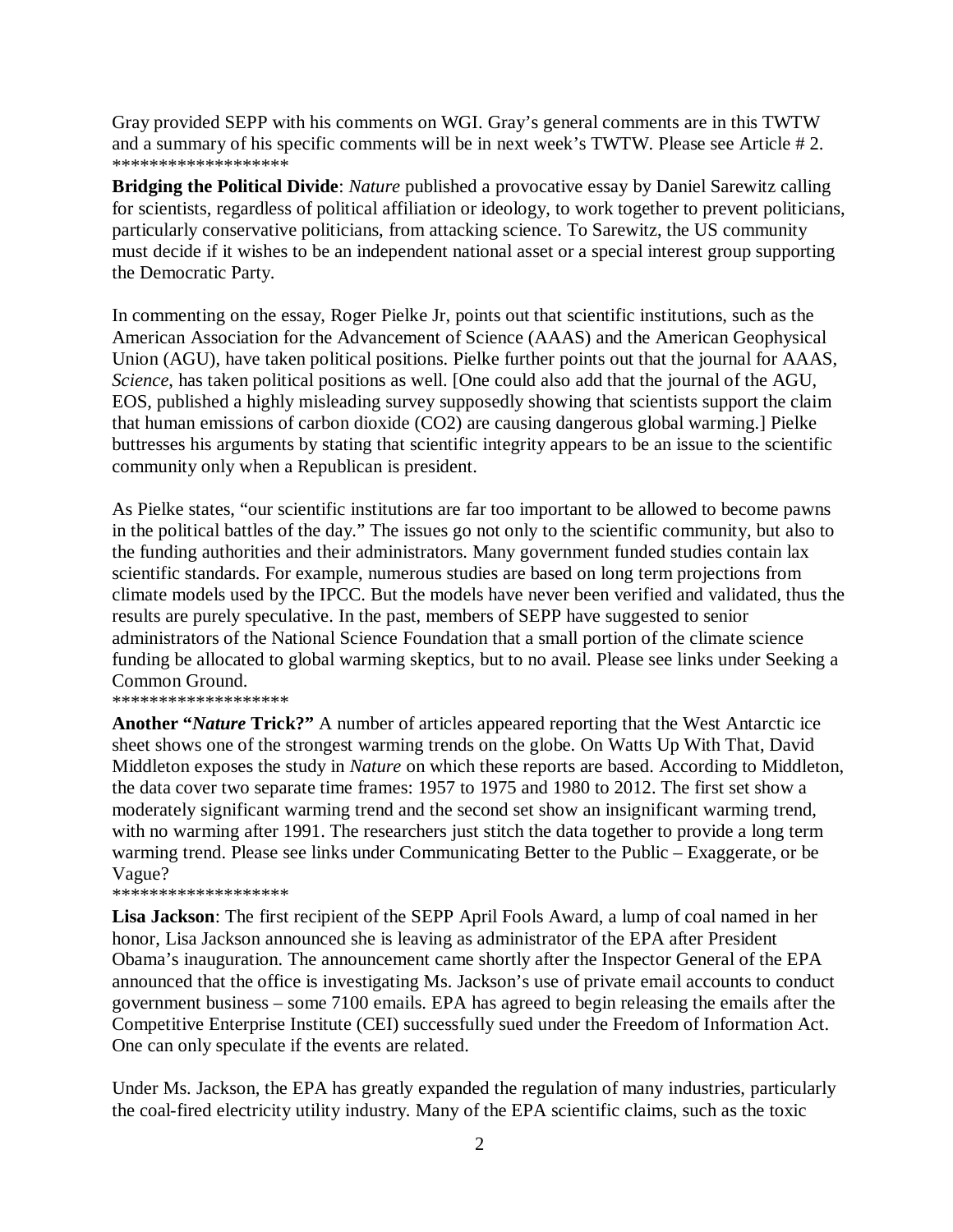Gray provided SEPP with his comments on WGI. Gray's general comments are in this TWTW and a summary of his specific comments will be in next week's TWTW. Please see Article # 2.
*******************

**Bridging the Political Divide**: *Nature* published a provocative essay by Daniel Sarewitz calling for scientists, regardless of political affiliation or ideology, to work together to prevent politicians, particularly conservative politicians, from attacking science. To Sarewitz, the US community must decide if it wishes to be an independent national asset or a special interest group supporting the Democratic Party.

In commenting on the essay, Roger Pielke Jr, points out that scientific institutions, such as the American Association for the Advancement of Science (AAAS) and the American Geophysical Union (AGU), have taken political positions. Pielke further points out that the journal for AAAS, *Science*, has taken political positions as well. [One could also add that the journal of the AGU, EOS, published a highly misleading survey supposedly showing that scientists support the claim that human emissions of carbon dioxide ($CO_2$) are causing dangerous global warming.] Pielke buttresses his arguments by stating that scientific integrity appears to be an issue to the scientific community only when a Republican is president.

As Pielke states, "our scientific institutions are far too important to be allowed to become pawns in the political battles of the day." The issues go not only to the scientific community, but also to the funding authorities and their administrators. Many government funded studies contain lax scientific standards. For example, numerous studies are based on long term projections from climate models used by the IPCC. But the models have never been verified and validated, thus the results are purely speculative. In the past, members of SEPP have suggested to senior administrators of the National Science Foundation that a small portion of the climate science funding be allocated to global warming skeptics, but to no avail. Please see links under Seeking a Common Ground.
*******************

**Another "*Nature* Trick?"** A number of articles appeared reporting that the West Antarctic ice sheet shows one of the strongest warming trends on the globe. On Watts Up With That, David Middleton exposes the study in *Nature* on which these reports are based. According to Middleton, the data cover two separate time frames: 1957 to 1975 and 1980 to 2012. The first set show a moderately significant warming trend and the second set show an insignificant warming trend, with no warming after 1991. The researchers just stitch the data together to provide a long term warming trend. Please see links under Communicating Better to the Public – Exaggerate, or be Vague?
*******************

**Lisa Jackson**: The first recipient of the SEPP April Fools Award, a lump of coal named in her honor, Lisa Jackson announced she is leaving as administrator of the EPA after President Obama's inauguration. The announcement came shortly after the Inspector General of the EPA announced that the office is investigating Ms. Jackson's use of private email accounts to conduct government business – some 7100 emails. EPA has agreed to begin releasing the emails after the Competitive Enterprise Institute (CEI) successfully sued under the Freedom of Information Act. One can only speculate if the events are related.

Under Ms. Jackson, the EPA has greatly expanded the regulation of many industries, particularly the coal-fired electricity utility industry. Many of the EPA scientific claims, such as the toxic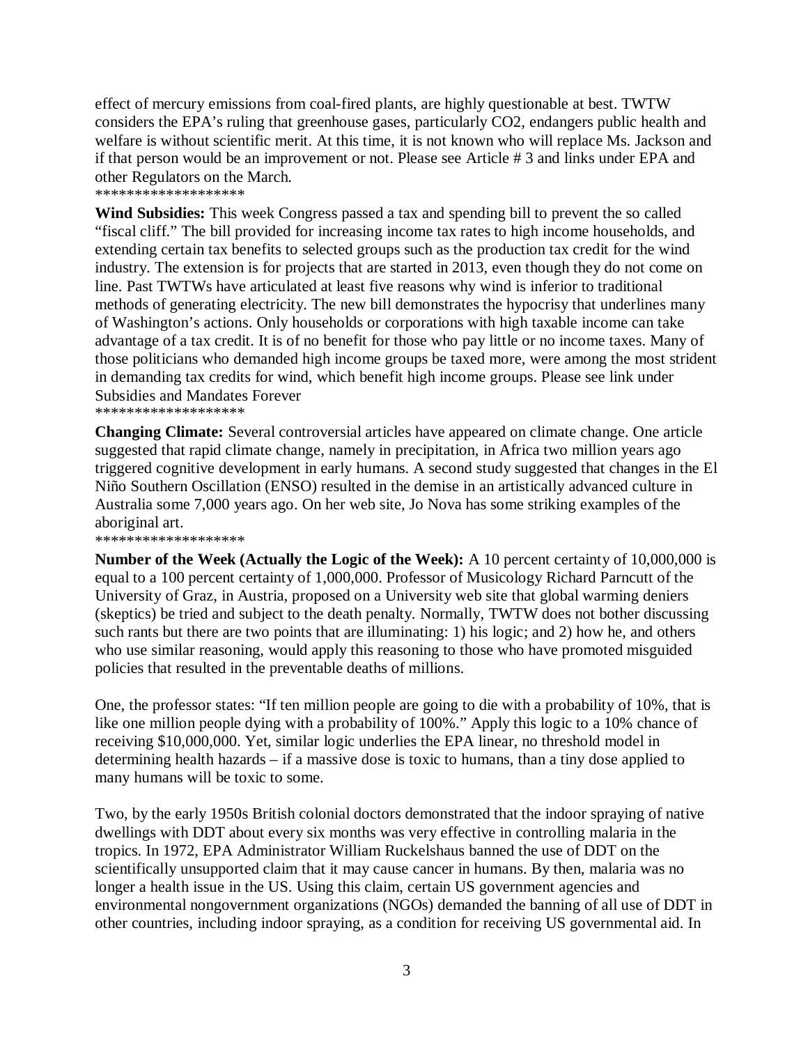effect of mercury emissions from coal-fired plants, are highly questionable at best. TWTW considers the EPA's ruling that greenhouse gases, particularly $CO_2$, endangers public health and welfare is without scientific merit. At this time, it is not known who will replace Ms. Jackson and if that person would be an improvement or not. Please see Article # 3 and links under EPA and other Regulators on the March.

*******************

**Wind Subsidies:** This week Congress passed a tax and spending bill to prevent the so called "fiscal cliff." The bill provided for increasing income tax rates to high income households, and extending certain tax benefits to selected groups such as the production tax credit for the wind industry. The extension is for projects that are started in 2013, even though they do not come on line. Past TWTWs have articulated at least five reasons why wind is inferior to traditional methods of generating electricity. The new bill demonstrates the hypocrisy that underlines many of Washington's actions. Only households or corporations with high taxable income can take advantage of a tax credit. It is of no benefit for those who pay little or no income taxes. Many of those politicians who demanded high income groups be taxed more, were among the most strident in demanding tax credits for wind, which benefit high income groups. Please see link under Subsidies and Mandates Forever

*******************

**Changing Climate:** Several controversial articles have appeared on climate change. One article suggested that rapid climate change, namely in precipitation, in Africa two million years ago triggered cognitive development in early humans. A second study suggested that changes in the El Niño Southern Oscillation (ENSO) resulted in the demise in an artistically advanced culture in Australia some 7,000 years ago. On her web site, Jo Nova has some striking examples of the aboriginal art.

*******************

**Number of the Week (Actually the Logic of the Week):** A 10 percent certainty of 10,000,000 is equal to a 100 percent certainty of 1,000,000. Professor of Musicology Richard Parncutt of the University of Graz, in Austria, proposed on a University web site that global warming deniers (skeptics) be tried and subject to the death penalty. Normally, TWTW does not bother discussing such rants but there are two points that are illuminating: 1) his logic; and 2) how he, and others who use similar reasoning, would apply this reasoning to those who have promoted misguided policies that resulted in the preventable deaths of millions.

One, the professor states: "If ten million people are going to die with a probability of 10%, that is like one million people dying with a probability of 100%." Apply this logic to a 10% chance of receiving $10,000,000. Yet, similar logic underlies the EPA linear, no threshold model in determining health hazards – if a massive dose is toxic to humans, than a tiny dose applied to many humans will be toxic to some.

Two, by the early 1950s British colonial doctors demonstrated that the indoor spraying of native dwellings with DDT about every six months was very effective in controlling malaria in the tropics. In 1972, EPA Administrator William Ruckelshaus banned the use of DDT on the scientifically unsupported claim that it may cause cancer in humans. By then, malaria was no longer a health issue in the US. Using this claim, certain US government agencies and environmental nongovernment organizations (NGOs) demanded the banning of all use of DDT in other countries, including indoor spraying, as a condition for receiving US governmental aid. In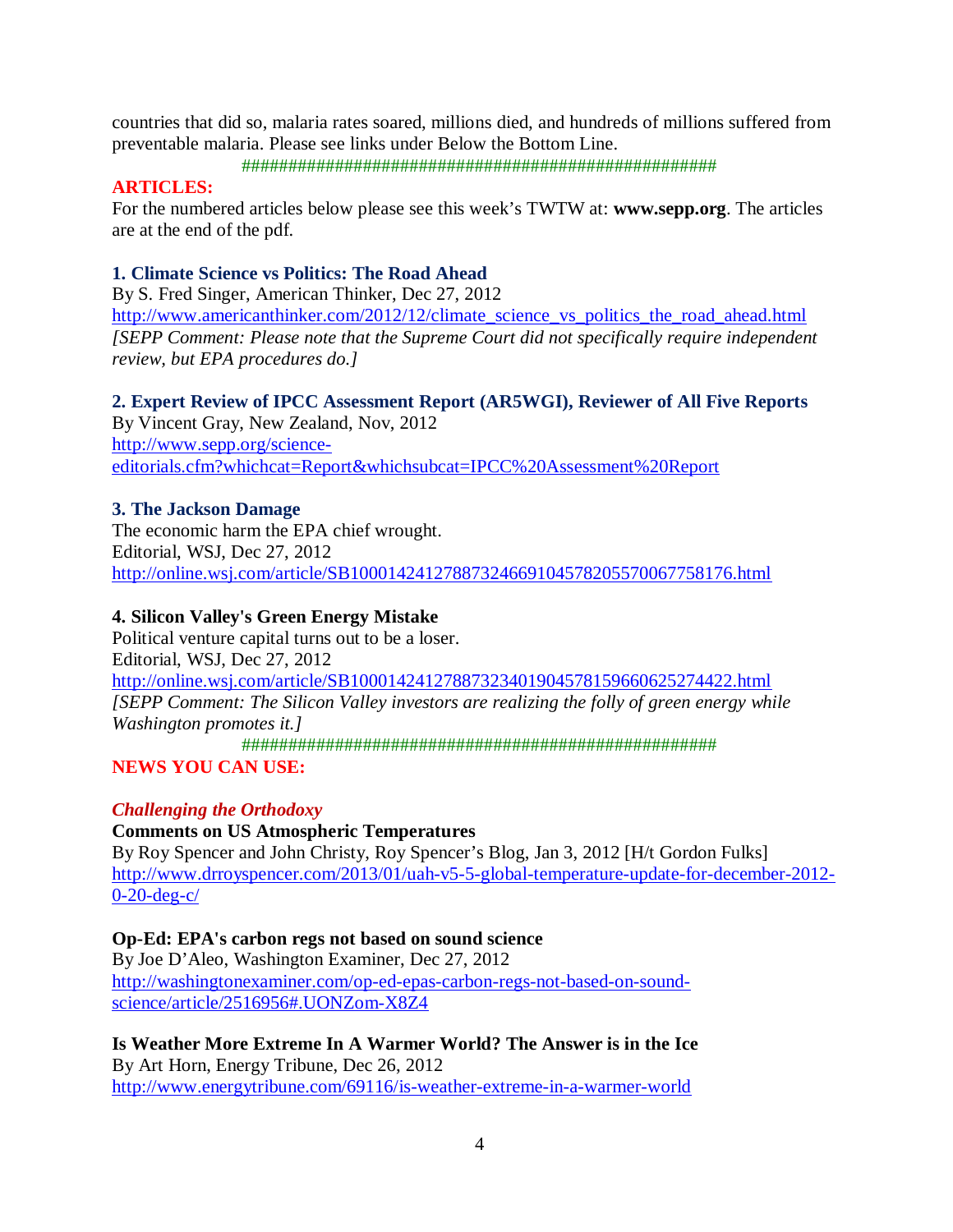countries that did so, malaria rates soared, millions died, and hundreds of millions suffered from preventable malaria. Please see links under Below the Bottom Line.

###################################################

## ARTICLES:

For the numbered articles below please see this week's TWTW at: **www.sepp.org**. The articles are at the end of the pdf.

### 1. Climate Science vs Politics: The Road Ahead

By S. Fred Singer, American Thinker, Dec 27, 2012

http://www.americanthinker.com/2012/12/climate_science_vs_politics_the_road_ahead.html

*[SEPP Comment: Please note that the Supreme Court did not specifically require independent review, but EPA procedures do.]*

### 2. Expert Review of IPCC Assessment Report (AR5WGI), Reviewer of All Five Reports

By Vincent Gray, New Zealand, Nov, 2012

http://www.sepp.org/science-editorials.cfm?whichcat=Report&whichsubcat=IPCC%20Assessment%20Report

### 3. The Jackson Damage

The economic harm the EPA chief wrought.

Editorial, WSJ, Dec 27, 2012

http://online.wsj.com/article/SB10001424127887324669104578205570067758176.html

### 4. Silicon Valley's Green Energy Mistake

Political venture capital turns out to be a loser.

Editorial, WSJ, Dec 27, 2012

http://online.wsj.com/article/SB10001424127887323401904578159660625274422.html

*[SEPP Comment: The Silicon Valley investors are realizing the folly of green energy while Washington promotes it.]*

###################################################

## NEWS YOU CAN USE:

### *Challenging the Orthodoxy*

**Comments on US Atmospheric Temperatures**

By Roy Spencer and John Christy, Roy Spencer's Blog, Jan 3, 2012 [H/t Gordon Fulks]

http://www.drroyspencer.com/2013/01/uah-v5-5-global-temperature-update-for-december-2012-0-20-deg-c/

**Op-Ed: EPA's carbon regs not based on sound science**

By Joe D'Aleo, Washington Examiner, Dec 27, 2012

http://washingtonexaminer.com/op-ed-epas-carbon-regs-not-based-on-sound-science/article/2516956#.UONZom-X8Z4

**Is Weather More Extreme In A Warmer World? The Answer is in the Ice**

By Art Horn, Energy Tribune, Dec 26, 2012

http://www.energytribune.com/69116/is-weather-extreme-in-a-warmer-world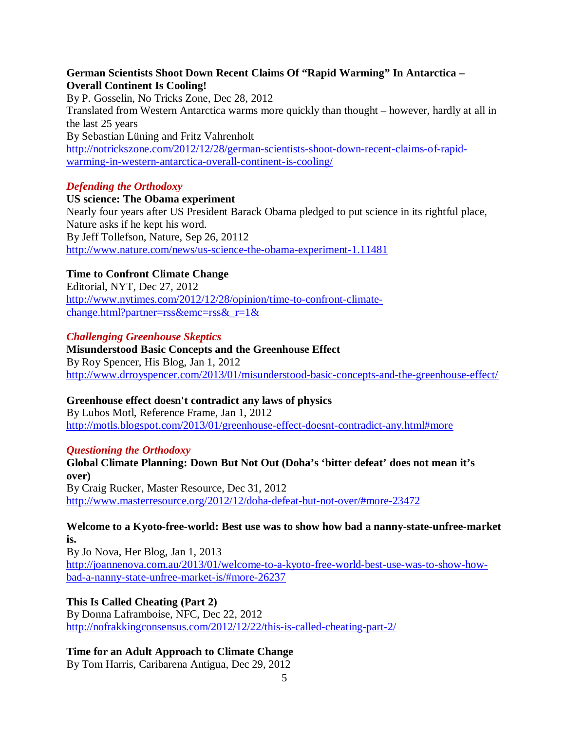**German Scientists Shoot Down Recent Claims Of "Rapid Warming" In Antarctica – Overall Continent Is Cooling!**
By P. Gosselin, No Tricks Zone, Dec 28, 2012
Translated from Western Antarctica warms more quickly than thought – however, hardly at all in the last 25 years
By Sebastian Lüning and Fritz Vahrenholt
http://notrickszone.com/2012/12/28/german-scientists-shoot-down-recent-claims-of-rapid-warming-in-western-antarctica-overall-continent-is-cooling/

### *Defending the Orthodoxy*

**US science: The Obama experiment**
Nearly four years after US President Barack Obama pledged to put science in its rightful place, Nature asks if he kept his word.
By Jeff Tollefson, Nature, Sep 26, 20112
http://www.nature.com/news/us-science-the-obama-experiment-1.11481

**Time to Confront Climate Change**
Editorial, NYT, Dec 27, 2012
http://www.nytimes.com/2012/12/28/opinion/time-to-confront-climate-change.html?partner=rss&emc=rss&_r=1&

### *Challenging Greenhouse Skeptics*

**Misunderstood Basic Concepts and the Greenhouse Effect**
By Roy Spencer, His Blog, Jan 1, 2012
http://www.drroyspencer.com/2013/01/misunderstood-basic-concepts-and-the-greenhouse-effect/

**Greenhouse effect doesn't contradict any laws of physics**
By Lubos Motl, Reference Frame, Jan 1, 2012
http://motls.blogspot.com/2013/01/greenhouse-effect-doesnt-contradict-any.html#more

### *Questioning the Orthodoxy*

**Global Climate Planning: Down But Not Out (Doha's 'bitter defeat' does not mean it's over)**
By Craig Rucker, Master Resource, Dec 31, 2012
http://www.masterresource.org/2012/12/doha-defeat-but-not-over/#more-23472

**Welcome to a Kyoto-free-world: Best use was to show how bad a nanny-state-unfree-market is.**
By Jo Nova, Her Blog, Jan 1, 2013
http://joannenova.com.au/2013/01/welcome-to-a-kyoto-free-world-best-use-was-to-show-how-bad-a-nanny-state-unfree-market-is/#more-26237

**This Is Called Cheating (Part 2)**
By Donna Laframboise, NFC, Dec 22, 2012
http://nofrakkingconsensus.com/2012/12/22/this-is-called-cheating-part-2/

**Time for an Adult Approach to Climate Change**
By Tom Harris, Caribarena Antigua, Dec 29, 2012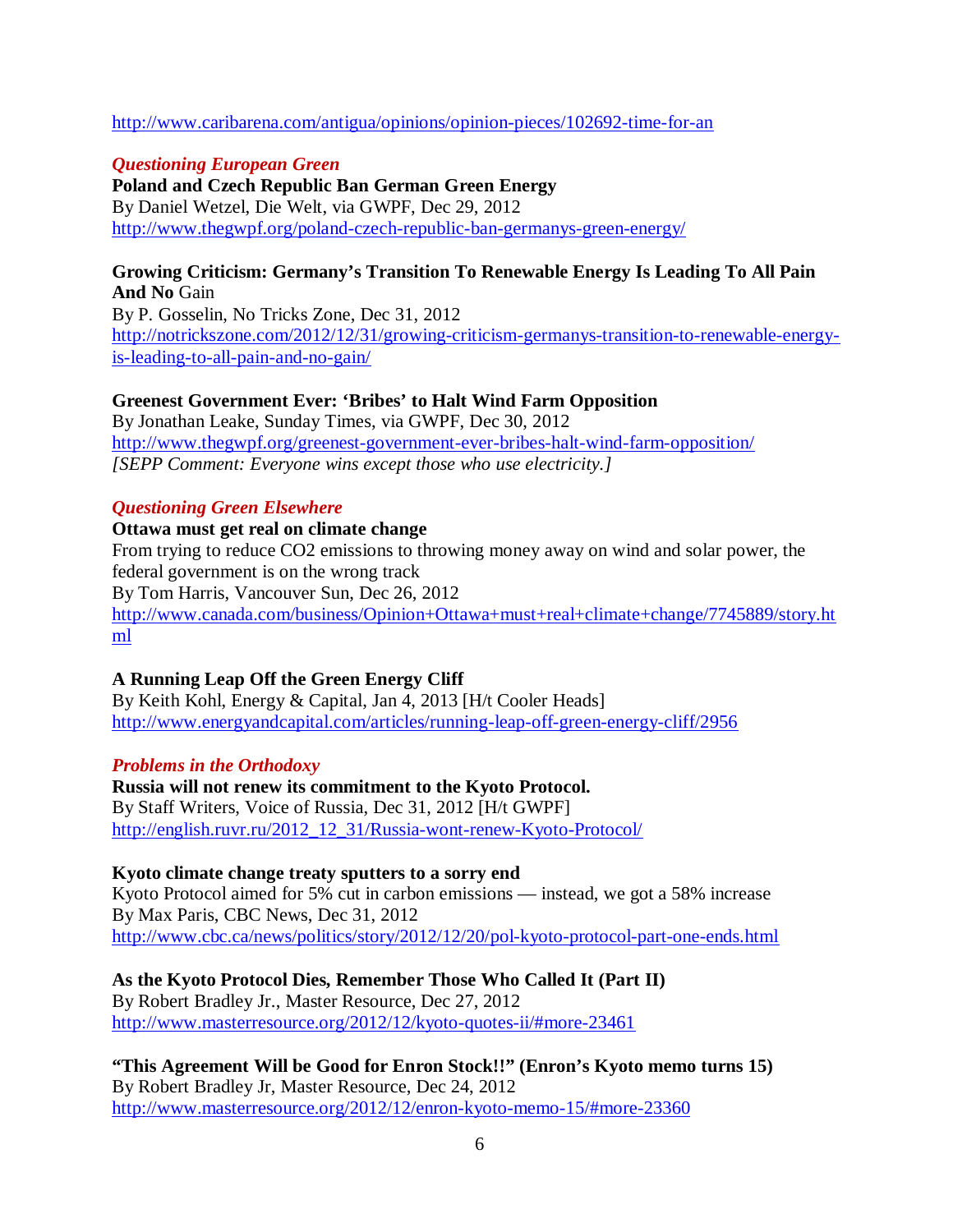http://www.caribarena.com/antigua/opinions/opinion-pieces/102692-time-for-an

### *Questioning European Green*

**Poland and Czech Republic Ban German Green Energy**
By Daniel Wetzel, Die Welt, via GWPF, Dec 29, 2012
http://www.thegwpf.org/poland-czech-republic-ban-germanys-green-energy/

**Growing Criticism: Germany's Transition To Renewable Energy Is Leading To All Pain And No** Gain
By P. Gosselin, No Tricks Zone, Dec 31, 2012
http://notrickszone.com/2012/12/31/growing-criticism-germanys-transition-to-renewable-energy-is-leading-to-all-pain-and-no-gain/

**Greenest Government Ever: 'Bribes' to Halt Wind Farm Opposition**
By Jonathan Leake, Sunday Times, via GWPF, Dec 30, 2012
http://www.thegwpf.org/greenest-government-ever-bribes-halt-wind-farm-opposition/
*[SEPP Comment: Everyone wins except those who use electricity.]*

### *Questioning Green Elsewhere*

**Ottawa must get real on climate change**
From trying to reduce CO2 emissions to throwing money away on wind and solar power, the federal government is on the wrong track
By Tom Harris, Vancouver Sun, Dec 26, 2012
http://www.canada.com/business/Opinion+Ottawa+must+real+climate+change/7745889/story.html

**A Running Leap Off the Green Energy Cliff**
By Keith Kohl, Energy & Capital, Jan 4, 2013 [H/t Cooler Heads]
http://www.energyandcapital.com/articles/running-leap-off-green-energy-cliff/2956

### *Problems in the Orthodoxy*

**Russia will not renew its commitment to the Kyoto Protocol.**
By Staff Writers, Voice of Russia, Dec 31, 2012 [H/t GWPF]
http://english.ruvr.ru/2012_12_31/Russia-wont-renew-Kyoto-Protocol/

**Kyoto climate change treaty sputters to a sorry end**
Kyoto Protocol aimed for 5% cut in carbon emissions — instead, we got a 58% increase
By Max Paris, CBC News, Dec 31, 2012
http://www.cbc.ca/news/politics/story/2012/12/20/pol-kyoto-protocol-part-one-ends.html

**As the Kyoto Protocol Dies, Remember Those Who Called It (Part II)**
By Robert Bradley Jr., Master Resource, Dec 27, 2012
http://www.masterresource.org/2012/12/kyoto-quotes-ii/#more-23461

**"This Agreement Will be Good for Enron Stock!!" (Enron's Kyoto memo turns 15)**
By Robert Bradley Jr, Master Resource, Dec 24, 2012
http://www.masterresource.org/2012/12/enron-kyoto-memo-15/#more-23360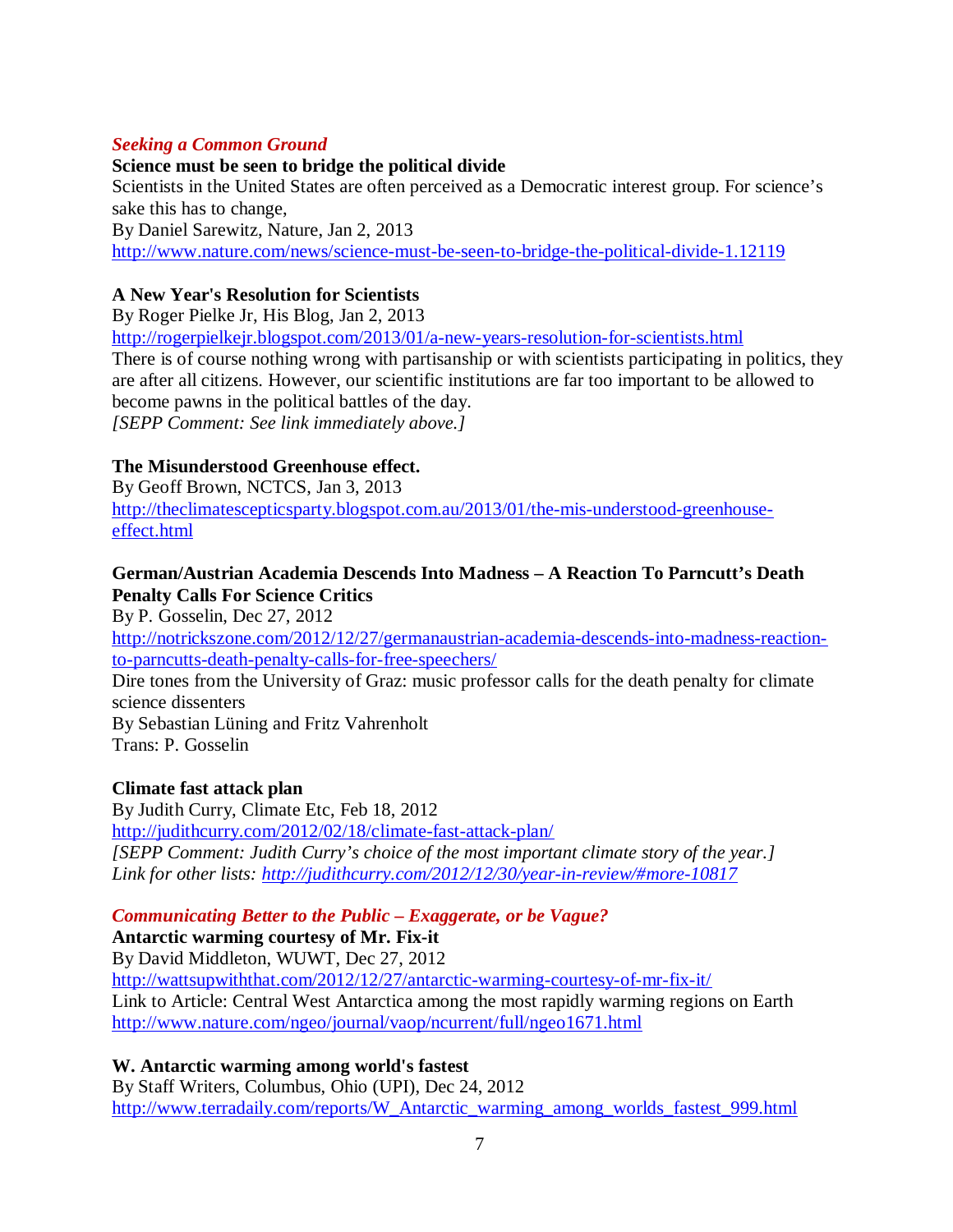### *Seeking a Common Ground*

**Science must be seen to bridge the political divide**
Scientists in the United States are often perceived as a Democratic interest group. For science's sake this has to change,
By Daniel Sarewitz, Nature, Jan 2, 2013
http://www.nature.com/news/science-must-be-seen-to-bridge-the-political-divide-1.12119

**A New Year's Resolution for Scientists**
By Roger Pielke Jr, His Blog, Jan 2, 2013
http://rogerpielkejr.blogspot.com/2013/01/a-new-years-resolution-for-scientists.html
There is of course nothing wrong with partisanship or with scientists participating in politics, they are after all citizens. However, our scientific institutions are far too important to be allowed to become pawns in the political battles of the day.
*[SEPP Comment: See link immediately above.]*

**The Misunderstood Greenhouse effect.**
By Geoff Brown, NCTCS, Jan 3, 2013
http://theclimatescepticsparty.blogspot.com.au/2013/01/the-mis-understood-greenhouse-effect.html

**German/Austrian Academia Descends Into Madness – A Reaction To Parncutt's Death Penalty Calls For Science Critics**
By P. Gosselin, Dec 27, 2012
http://notrickszone.com/2012/12/27/germanaustrian-academia-descends-into-madness-reaction-to-parncutts-death-penalty-calls-for-free-speechers/
Dire tones from the University of Graz: music professor calls for the death penalty for climate science dissenters
By Sebastian Lüning and Fritz Vahrenholt
Trans: P. Gosselin

**Climate fast attack plan**
By Judith Curry, Climate Etc, Feb 18, 2012
http://judithcurry.com/2012/02/18/climate-fast-attack-plan/
*[SEPP Comment: Judith Curry's choice of the most important climate story of the year.]*
*Link for other lists: http://judithcurry.com/2012/12/30/year-in-review/#more-10817*

### *Communicating Better to the Public – Exaggerate, or be Vague?*

**Antarctic warming courtesy of Mr. Fix-it**
By David Middleton, WUWT, Dec 27, 2012
http://wattsupwiththat.com/2012/12/27/antarctic-warming-courtesy-of-mr-fix-it/
Link to Article: Central West Antarctica among the most rapidly warming regions on Earth
http://www.nature.com/ngeo/journal/vaop/ncurrent/full/ngeo1671.html

**W. Antarctic warming among world's fastest**
By Staff Writers, Columbus, Ohio (UPI), Dec 24, 2012
http://www.terradaily.com/reports/W_Antarctic_warming_among_worlds_fastest_999.html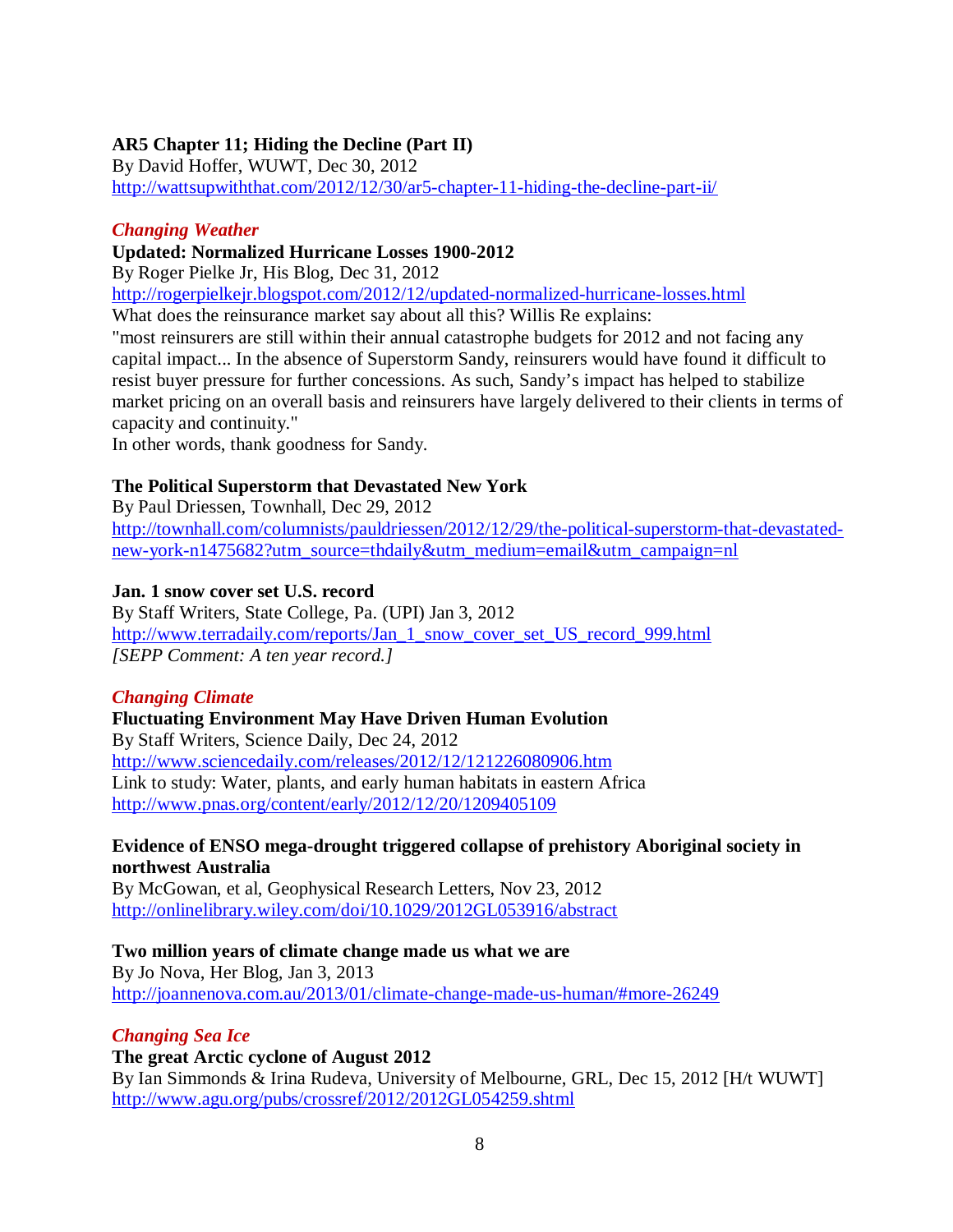**AR5 Chapter 11; Hiding the Decline (Part II)**
By David Hoffer, WUWT, Dec 30, 2012
http://wattsupwiththat.com/2012/12/30/ar5-chapter-11-hiding-the-decline-part-ii/

### *Changing Weather*

**Updated: Normalized Hurricane Losses 1900-2012**
By Roger Pielke Jr, His Blog, Dec 31, 2012
http://rogerpielkejr.blogspot.com/2012/12/updated-normalized-hurricane-losses.html
What does the reinsurance market say about all this? Willis Re explains:
"most reinsurers are still within their annual catastrophe budgets for 2012 and not facing any capital impact... In the absence of Superstorm Sandy, reinsurers would have found it difficult to resist buyer pressure for further concessions. As such, Sandy's impact has helped to stabilize market pricing on an overall basis and reinsurers have largely delivered to their clients in terms of capacity and continuity."
In other words, thank goodness for Sandy.

**The Political Superstorm that Devastated New York**
By Paul Driessen, Townhall, Dec 29, 2012
http://townhall.com/columnists/pauldriessen/2012/12/29/the-political-superstorm-that-devastated-new-york-n1475682?utm_source=thdaily&utm_medium=email&utm_campaign=nl

**Jan. 1 snow cover set U.S. record**
By Staff Writers, State College, Pa. (UPI) Jan 3, 2012
http://www.terradaily.com/reports/Jan_1_snow_cover_set_US_record_999.html
*[SEPP Comment: A ten year record.]*

### *Changing Climate*

**Fluctuating Environment May Have Driven Human Evolution**
By Staff Writers, Science Daily, Dec 24, 2012
http://www.sciencedaily.com/releases/2012/12/121226080906.htm
Link to study: Water, plants, and early human habitats in eastern Africa
http://www.pnas.org/content/early/2012/12/20/1209405109

**Evidence of ENSO mega-drought triggered collapse of prehistory Aboriginal society in northwest Australia**
By McGowan, et al, Geophysical Research Letters, Nov 23, 2012
http://onlinelibrary.wiley.com/doi/10.1029/2012GL053916/abstract

**Two million years of climate change made us what we are**
By Jo Nova, Her Blog, Jan 3, 2013
http://joannenova.com.au/2013/01/climate-change-made-us-human/#more-26249

### *Changing Sea Ice*

**The great Arctic cyclone of August 2012**
By Ian Simmonds & Irina Rudeva, University of Melbourne, GRL, Dec 15, 2012 [H/t WUWT]
http://www.agu.org/pubs/crossref/2012/2012GL054259.shtml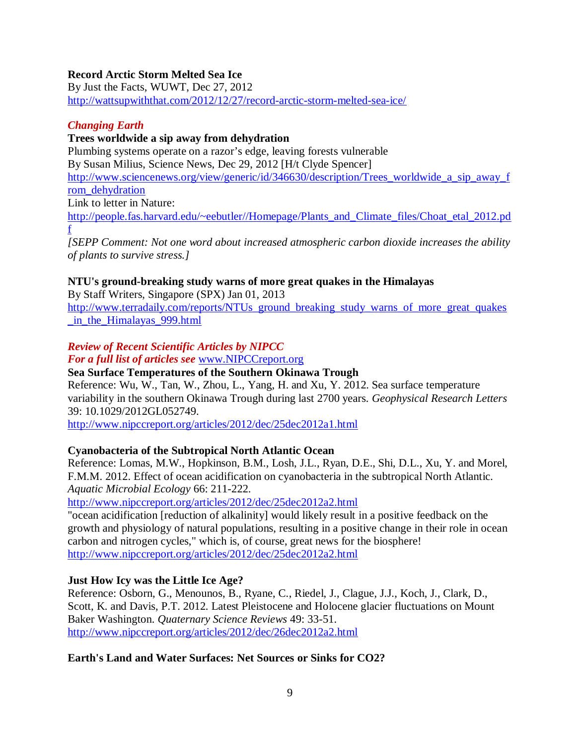**Record Arctic Storm Melted Sea Ice**
By Just the Facts, WUWT, Dec 27, 2012
http://wattsupwiththat.com/2012/12/27/record-arctic-storm-melted-sea-ice/

***Changing Earth***

**Trees worldwide a sip away from dehydration**
Plumbing systems operate on a razor's edge, leaving forests vulnerable
By Susan Milius, Science News, Dec 29, 2012 [H/t Clyde Spencer]
http://www.sciencenews.org/view/generic/id/346630/description/Trees_worldwide_a_sip_away_from_dehydration
Link to letter in Nature:
http://people.fas.harvard.edu/~eebutler//Homepage/Plants_and_Climate_files/Choat_etal_2012.pdf
*[SEPP Comment: Not one word about increased atmospheric carbon dioxide increases the ability of plants to survive stress.]*

**NTU's ground-breaking study warns of more great quakes in the Himalayas**
By Staff Writers, Singapore (SPX) Jan 01, 2013
http://www.terradaily.com/reports/NTUs_ground_breaking_study_warns_of_more_great_quakes_in_the_Himalayas_999.html

***Review of Recent Scientific Articles by NIPCC***
***For a full list of articles see*** www.NIPCCreport.org

**Sea Surface Temperatures of the Southern Okinawa Trough**
Reference: Wu, W., Tan, W., Zhou, L., Yang, H. and Xu, Y. 2012. Sea surface temperature variability in the southern Okinawa Trough during last 2700 years. *Geophysical Research Letters* 39: 10.1029/2012GL052749.
http://www.nipccreport.org/articles/2012/dec/25dec2012a1.html

**Cyanobacteria of the Subtropical North Atlantic Ocean**
Reference: Lomas, M.W., Hopkinson, B.M., Losh, J.L., Ryan, D.E., Shi, D.L., Xu, Y. and Morel, F.M.M. 2012. Effect of ocean acidification on cyanobacteria in the subtropical North Atlantic. *Aquatic Microbial Ecology* 66: 211-222.
http://www.nipccreport.org/articles/2012/dec/25dec2012a2.html
"ocean acidification [reduction of alkalinity] would likely result in a positive feedback on the growth and physiology of natural populations, resulting in a positive change in their role in ocean carbon and nitrogen cycles," which is, of course, great news for the biosphere!
http://www.nipccreport.org/articles/2012/dec/25dec2012a2.html

**Just How Icy was the Little Ice Age?**
Reference: Osborn, G., Menounos, B., Ryane, C., Riedel, J., Clague, J.J., Koch, J., Clark, D., Scott, K. and Davis, P.T. 2012. Latest Pleistocene and Holocene glacier fluctuations on Mount Baker Washington. *Quaternary Science Reviews* 49: 33-51.
http://www.nipccreport.org/articles/2012/dec/26dec2012a2.html

**Earth's Land and Water Surfaces: Net Sources or Sinks for CO2?**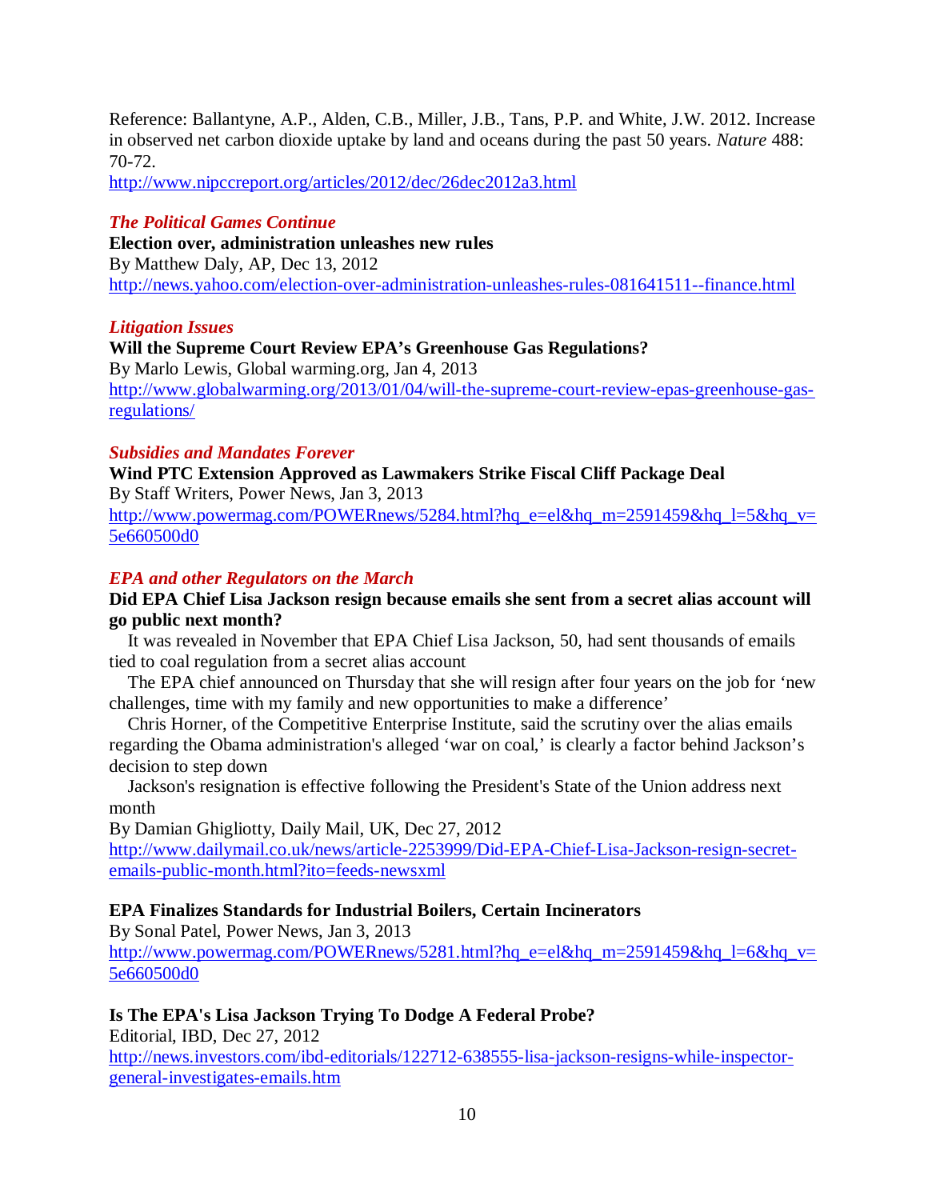Reference: Ballantyne, A.P., Alden, C.B., Miller, J.B., Tans, P.P. and White, J.W. 2012. Increase in observed net carbon dioxide uptake by land and oceans during the past 50 years. *Nature* 488: 70-72.
http://www.nipccreport.org/articles/2012/dec/26dec2012a3.html

### *The Political Games Continue*

**Election over, administration unleashes new rules**
By Matthew Daly, AP, Dec 13, 2012
http://news.yahoo.com/election-over-administration-unleashes-rules-081641511--finance.html

### *Litigation Issues*

**Will the Supreme Court Review EPA's Greenhouse Gas Regulations?**
By Marlo Lewis, Global warming.org, Jan 4, 2013
http://www.globalwarming.org/2013/01/04/will-the-supreme-court-review-epas-greenhouse-gas-regulations/

### *Subsidies and Mandates Forever*

**Wind PTC Extension Approved as Lawmakers Strike Fiscal Cliff Package Deal**
By Staff Writers, Power News, Jan 3, 2013
http://www.powermag.com/POWERnews/5284.html?hq_e=el&hq_m=2591459&hq_l=5&hq_v=5e660500d0

### *EPA and other Regulators on the March*

**Did EPA Chief Lisa Jackson resign because emails she sent from a secret alias account will go public next month?**

It was revealed in November that EPA Chief Lisa Jackson, 50, had sent thousands of emails tied to coal regulation from a secret alias account

The EPA chief announced on Thursday that she will resign after four years on the job for 'new challenges, time with my family and new opportunities to make a difference'

Chris Horner, of the Competitive Enterprise Institute, said the scrutiny over the alias emails regarding the Obama administration's alleged 'war on coal,' is clearly a factor behind Jackson's decision to step down

Jackson's resignation is effective following the President's State of the Union address next month

By Damian Ghigliotty, Daily Mail, UK, Dec 27, 2012
http://www.dailymail.co.uk/news/article-2253999/Did-EPA-Chief-Lisa-Jackson-resign-secret-emails-public-month.html?ito=feeds-newsxml

**EPA Finalizes Standards for Industrial Boilers, Certain Incinerators**
By Sonal Patel, Power News, Jan 3, 2013
http://www.powermag.com/POWERnews/5281.html?hq_e=el&hq_m=2591459&hq_l=6&hq_v=5e660500d0

**Is The EPA's Lisa Jackson Trying To Dodge A Federal Probe?**
Editorial, IBD, Dec 27, 2012
http://news.investors.com/ibd-editorials/122712-638555-lisa-jackson-resigns-while-inspector-general-investigates-emails.htm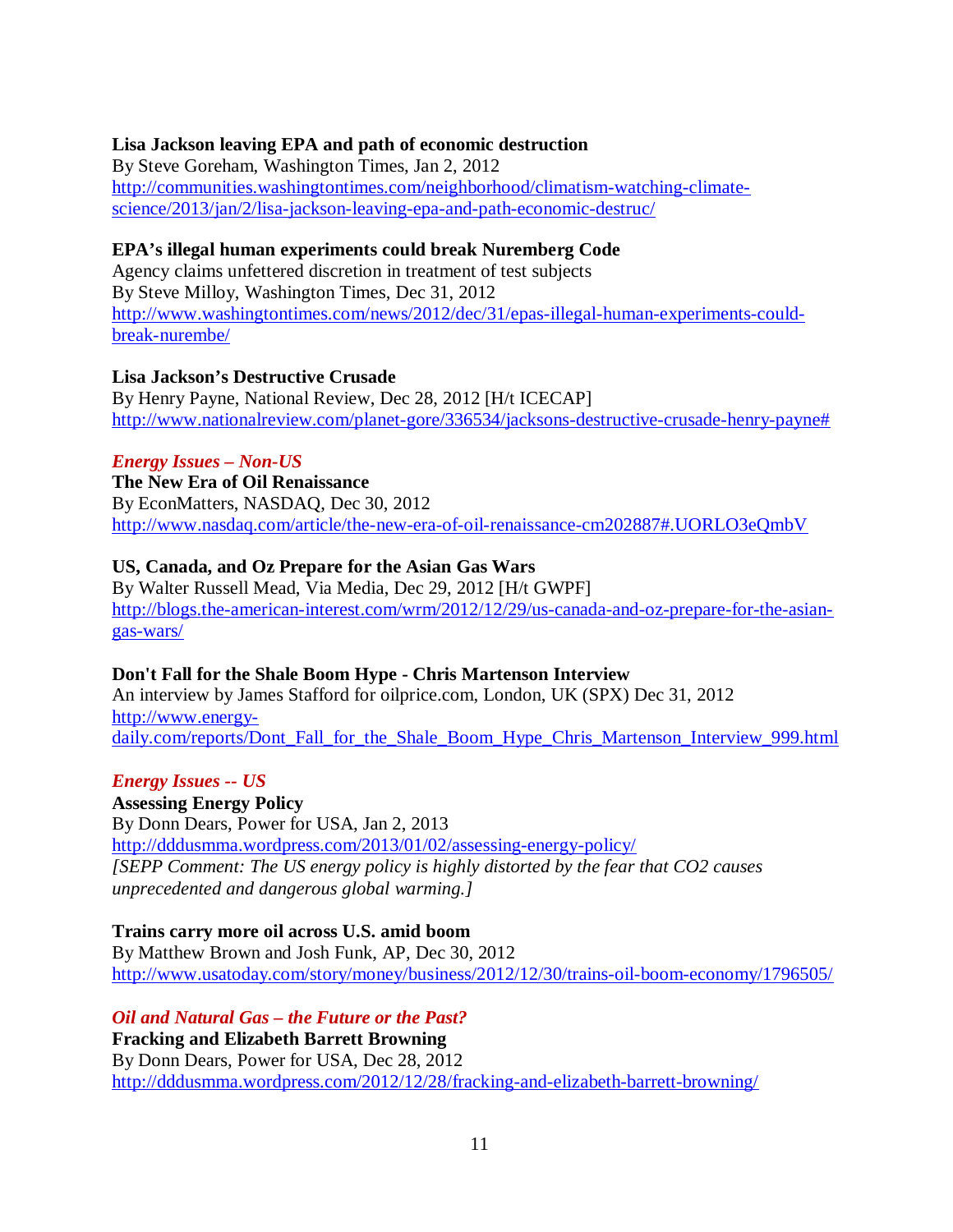**Lisa Jackson leaving EPA and path of economic destruction**
By Steve Goreham, Washington Times, Jan 2, 2012
http://communities.washingtontimes.com/neighborhood/climatism-watching-climate-science/2013/jan/2/lisa-jackson-leaving-epa-and-path-economic-destruc/

**EPA's illegal human experiments could break Nuremberg Code**
Agency claims unfettered discretion in treatment of test subjects
By Steve Milloy, Washington Times, Dec 31, 2012
http://www.washingtontimes.com/news/2012/dec/31/epas-illegal-human-experiments-could-break-nurembe/

**Lisa Jackson's Destructive Crusade**
By Henry Payne, National Review, Dec 28, 2012 [H/t ICECAP]
http://www.nationalreview.com/planet-gore/336534/jacksons-destructive-crusade-henry-payne#

### *Energy Issues – Non-US*

**The New Era of Oil Renaissance**
By EconMatters, NASDAQ, Dec 30, 2012
http://www.nasdaq.com/article/the-new-era-of-oil-renaissance-cm202887#.UORLO3eQmbV

**US, Canada, and Oz Prepare for the Asian Gas Wars**
By Walter Russell Mead, Via Media, Dec 29, 2012 [H/t GWPF]
http://blogs.the-american-interest.com/wrm/2012/12/29/us-canada-and-oz-prepare-for-the-asian-gas-wars/

**Don't Fall for the Shale Boom Hype - Chris Martenson Interview**
An interview by James Stafford for oilprice.com, London, UK (SPX) Dec 31, 2012
http://www.energy-daily.com/reports/Dont_Fall_for_the_Shale_Boom_Hype_Chris_Martenson_Interview_999.html

### *Energy Issues -- US*

**Assessing Energy Policy**
By Donn Dears, Power for USA, Jan 2, 2013
http://dddusmma.wordpress.com/2013/01/02/assessing-energy-policy/
*[SEPP Comment: The US energy policy is highly distorted by the fear that CO2 causes unprecedented and dangerous global warming.]*

**Trains carry more oil across U.S. amid boom**
By Matthew Brown and Josh Funk, AP, Dec 30, 2012
http://www.usatoday.com/story/money/business/2012/12/30/trains-oil-boom-economy/1796505/

### *Oil and Natural Gas – the Future or the Past?*

**Fracking and Elizabeth Barrett Browning**
By Donn Dears, Power for USA, Dec 28, 2012
http://dddusmma.wordpress.com/2012/12/28/fracking-and-elizabeth-barrett-browning/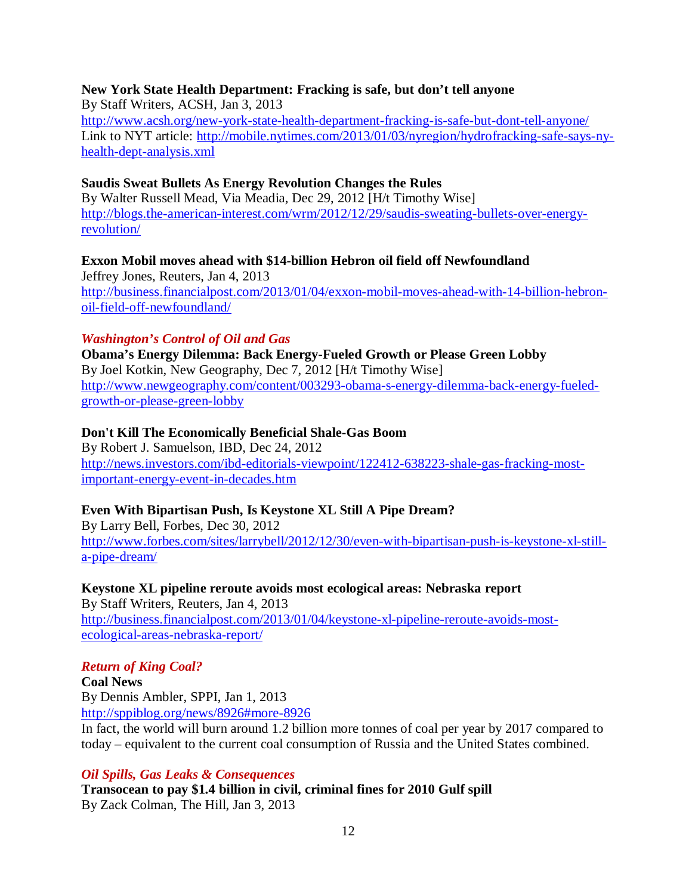**New York State Health Department: Fracking is safe, but don't tell anyone**
By Staff Writers, ACSH, Jan 3, 2013
http://www.acsh.org/new-york-state-health-department-fracking-is-safe-but-dont-tell-anyone/
Link to NYT article: http://mobile.nytimes.com/2013/01/03/nyregion/hydrofracking-safe-says-ny-health-dept-analysis.xml

**Saudis Sweat Bullets As Energy Revolution Changes the Rules**
By Walter Russell Mead, Via Meadia, Dec 29, 2012 [H/t Timothy Wise]
http://blogs.the-american-interest.com/wrm/2012/12/29/saudis-sweating-bullets-over-energy-revolution/

**Exxon Mobil moves ahead with $14-billion Hebron oil field off Newfoundland**
Jeffrey Jones, Reuters, Jan 4, 2013
http://business.financialpost.com/2013/01/04/exxon-mobil-moves-ahead-with-14-billion-hebron-oil-field-off-newfoundland/

***Washington's Control of Oil and Gas***

**Obama's Energy Dilemma: Back Energy-Fueled Growth or Please Green Lobby**
By Joel Kotkin, New Geography, Dec 7, 2012 [H/t Timothy Wise]
http://www.newgeography.com/content/003293-obama-s-energy-dilemma-back-energy-fueled-growth-or-please-green-lobby

**Don't Kill The Economically Beneficial Shale-Gas Boom**
By Robert J. Samuelson, IBD, Dec 24, 2012
http://news.investors.com/ibd-editorials-viewpoint/122412-638223-shale-gas-fracking-most-important-energy-event-in-decades.htm

**Even With Bipartisan Push, Is Keystone XL Still A Pipe Dream?**
By Larry Bell, Forbes, Dec 30, 2012
http://www.forbes.com/sites/larrybell/2012/12/30/even-with-bipartisan-push-is-keystone-xl-still-a-pipe-dream/

**Keystone XL pipeline reroute avoids most ecological areas: Nebraska report**
By Staff Writers, Reuters, Jan 4, 2013
http://business.financialpost.com/2013/01/04/keystone-xl-pipeline-reroute-avoids-most-ecological-areas-nebraska-report/

***Return of King Coal?***

**Coal News**
By Dennis Ambler, SPPI, Jan 1, 2013
http://sppiblog.org/news/8926#more-8926
In fact, the world will burn around 1.2 billion more tonnes of coal per year by 2017 compared to today – equivalent to the current coal consumption of Russia and the United States combined.

***Oil Spills, Gas Leaks & Consequences***

**Transocean to pay $1.4 billion in civil, criminal fines for 2010 Gulf spill**
By Zack Colman, The Hill, Jan 3, 2013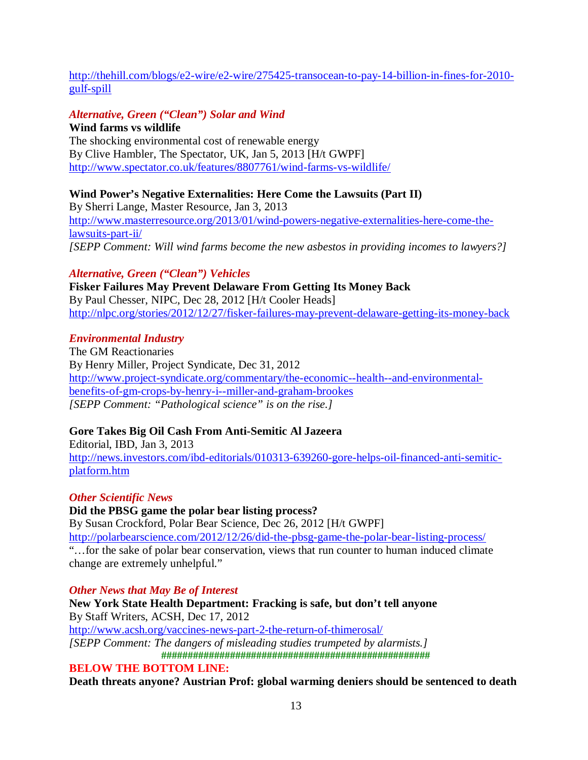http://thehill.com/blogs/e2-wire/e2-wire/275425-transocean-to-pay-14-billion-in-fines-for-2010-gulf-spill

### *Alternative, Green ("Clean") Solar and Wind*

**Wind farms vs wildlife**
The shocking environmental cost of renewable energy
By Clive Hambler, The Spectator, UK, Jan 5, 2013 [H/t GWPF]
http://www.spectator.co.uk/features/8807761/wind-farms-vs-wildlife/

**Wind Power's Negative Externalities: Here Come the Lawsuits (Part II)**
By Sherri Lange, Master Resource, Jan 3, 2013
http://www.masterresource.org/2013/01/wind-powers-negative-externalities-here-come-the-lawsuits-part-ii/
*[SEPP Comment: Will wind farms become the new asbestos in providing incomes to lawyers?]*

### *Alternative, Green ("Clean") Vehicles*

**Fisker Failures May Prevent Delaware From Getting Its Money Back**
By Paul Chesser, NIPC, Dec 28, 2012 [H/t Cooler Heads]
http://nlpc.org/stories/2012/12/27/fisker-failures-may-prevent-delaware-getting-its-money-back

### *Environmental Industry*

The GM Reactionaries
By Henry Miller, Project Syndicate, Dec 31, 2012
http://www.project-syndicate.org/commentary/the-economic--health--and-environmental-benefits-of-gm-crops-by-henry-i--miller-and-graham-brookes
*[SEPP Comment: "Pathological science" is on the rise.]*

**Gore Takes Big Oil Cash From Anti-Semitic Al Jazeera**
Editorial, IBD, Jan 3, 2013
http://news.investors.com/ibd-editorials/010313-639260-gore-helps-oil-financed-anti-semitic-platform.htm

### *Other Scientific News*

**Did the PBSG game the polar bear listing process?**
By Susan Crockford, Polar Bear Science, Dec 26, 2012 [H/t GWPF]
http://polarbearscience.com/2012/12/26/did-the-pbsg-game-the-polar-bear-listing-process/
"…for the sake of polar bear conservation, views that run counter to human induced climate change are extremely unhelpful."

### *Other News that May Be of Interest*

**New York State Health Department: Fracking is safe, but don't tell anyone**
By Staff Writers, ACSH, Dec 17, 2012
http://www.acsh.org/vaccines-news-part-2-the-return-of-thimerosal/
*[SEPP Comment: The dangers of misleading studies trumpeted by alarmists.]*

###################################################

## BELOW THE BOTTOM LINE:

**Death threats anyone? Austrian Prof: global warming deniers should be sentenced to death**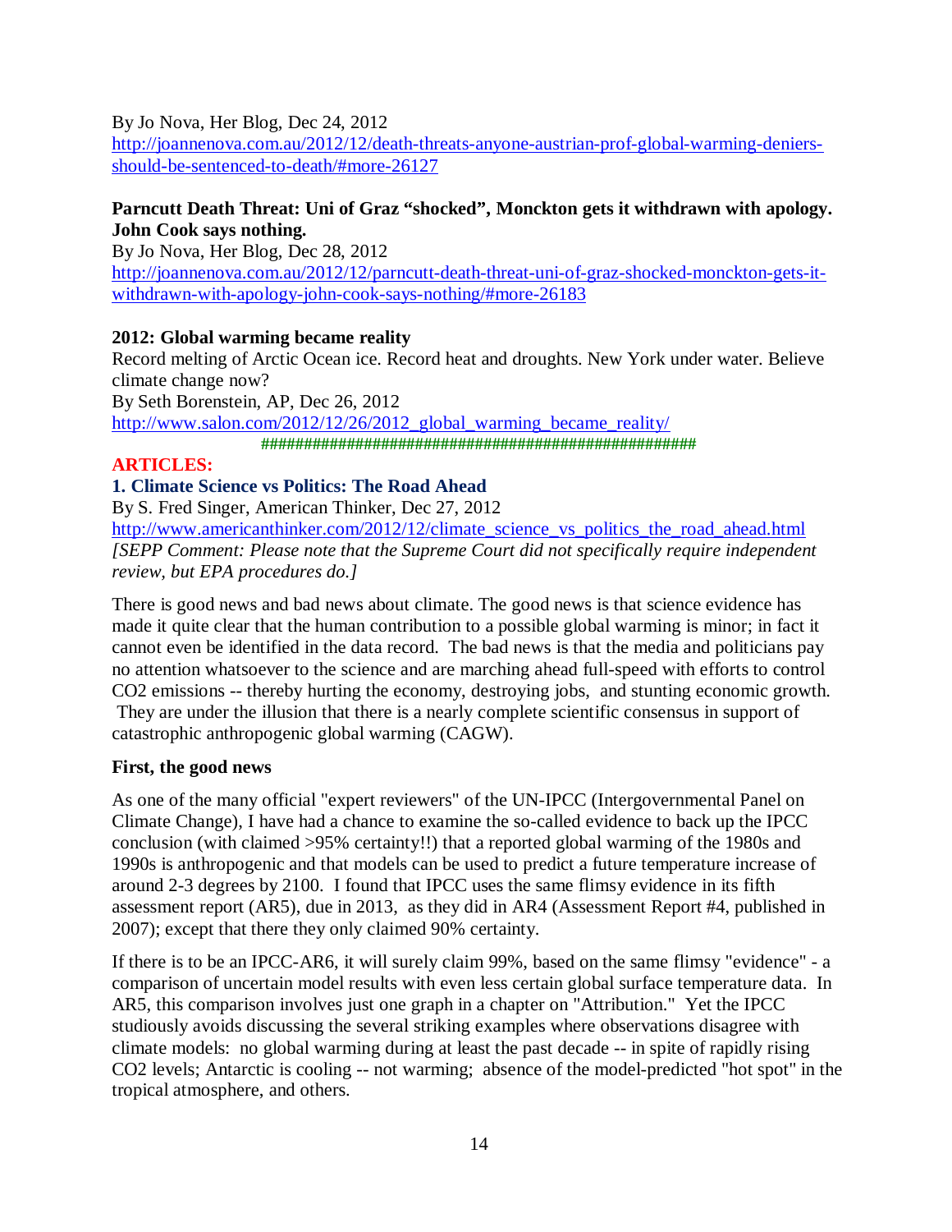By Jo Nova, Her Blog, Dec 24, 2012
http://joannenova.com.au/2012/12/death-threats-anyone-austrian-prof-global-warming-deniers-should-be-sentenced-to-death/#more-26127

**Parncutt Death Threat: Uni of Graz "shocked", Monckton gets it withdrawn with apology. John Cook says nothing.**
By Jo Nova, Her Blog, Dec 28, 2012
http://joannenova.com.au/2012/12/parncutt-death-threat-uni-of-graz-shocked-monckton-gets-it-withdrawn-with-apology-john-cook-says-nothing/#more-26183

**2012: Global warming became reality**
Record melting of Arctic Ocean ice. Record heat and droughts. New York under water. Believe climate change now?
By Seth Borenstein, AP, Dec 26, 2012
http://www.salon.com/2012/12/26/2012_global_warming_became_reality/

###################################################

## ARTICLES:

### 1. Climate Science vs Politics: The Road Ahead

By S. Fred Singer, American Thinker, Dec 27, 2012
http://www.americanthinker.com/2012/12/climate_science_vs_politics_the_road_ahead.html
*[SEPP Comment: Please note that the Supreme Court did not specifically require independent review, but EPA procedures do.]*

There is good news and bad news about climate. The good news is that science evidence has made it quite clear that the human contribution to a possible global warming is minor; in fact it cannot even be identified in the data record. The bad news is that the media and politicians pay no attention whatsoever to the science and are marching ahead full-speed with efforts to control $CO_2$ emissions -- thereby hurting the economy, destroying jobs, and stunting economic growth. They are under the illusion that there is a nearly complete scientific consensus in support of catastrophic anthropogenic global warming (CAGW).

**First, the good news**

As one of the many official "expert reviewers" of the UN-IPCC (Intergovernmental Panel on Climate Change), I have had a chance to examine the so-called evidence to back up the IPCC conclusion (with claimed >95% certainty!!) that a reported global warming of the 1980s and 1990s is anthropogenic and that models can be used to predict a future temperature increase of around 2-3 degrees by 2100. I found that IPCC uses the same flimsy evidence in its fifth assessment report (AR5), due in 2013, as they did in AR4 (Assessment Report #4, published in 2007); except that there they only claimed 90% certainty.

If there is to be an IPCC-AR6, it will surely claim 99%, based on the same flimsy "evidence" - a comparison of uncertain model results with even less certain global surface temperature data. In AR5, this comparison involves just one graph in a chapter on "Attribution." Yet the IPCC studiously avoids discussing the several striking examples where observations disagree with climate models: no global warming during at least the past decade -- in spite of rapidly rising $CO_2$ levels; Antarctic is cooling -- not warming; absence of the model-predicted "hot spot" in the tropical atmosphere, and others.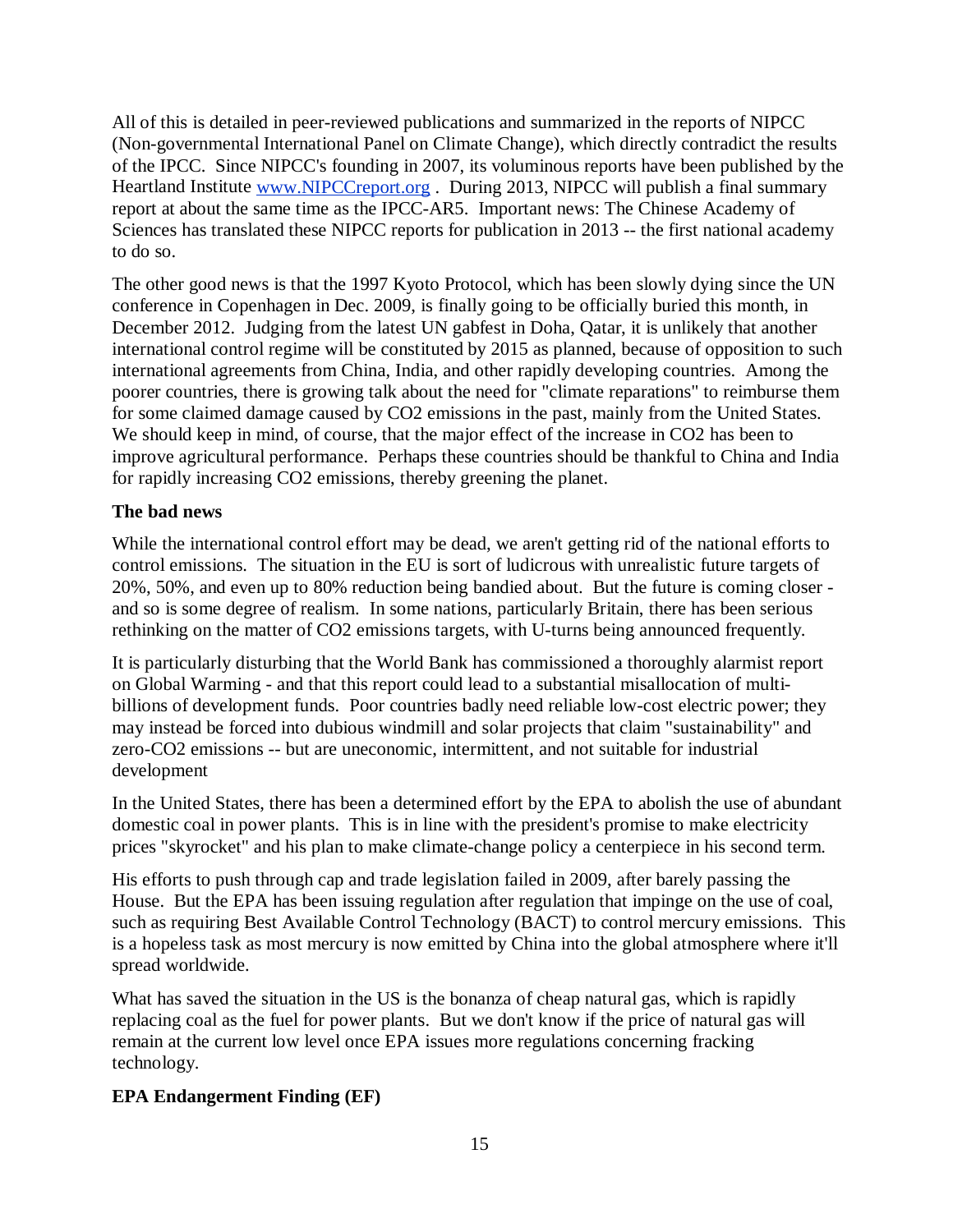All of this is detailed in peer-reviewed publications and summarized in the reports of NIPCC (Non-governmental International Panel on Climate Change), which directly contradict the results of the IPCC. Since NIPCC's founding in 2007, its voluminous reports have been published by the Heartland Institute [www.NIPCCreport.org](http://www.NIPCCreport.org) . During 2013, NIPCC will publish a final summary report at about the same time as the IPCC-AR5. Important news: The Chinese Academy of Sciences has translated these NIPCC reports for publication in 2013 -- the first national academy to do so.

The other good news is that the 1997 Kyoto Protocol, which has been slowly dying since the UN conference in Copenhagen in Dec. 2009, is finally going to be officially buried this month, in December 2012. Judging from the latest UN gabfest in Doha, Qatar, it is unlikely that another international control regime will be constituted by 2015 as planned, because of opposition to such international agreements from China, India, and other rapidly developing countries. Among the poorer countries, there is growing talk about the need for "climate reparations" to reimburse them for some claimed damage caused by $CO_2$ emissions in the past, mainly from the United States. We should keep in mind, of course, that the major effect of the increase in $CO_2$ has been to improve agricultural performance. Perhaps these countries should be thankful to China and India for rapidly increasing $CO_2$ emissions, thereby greening the planet.

**The bad news**

While the international control effort may be dead, we aren't getting rid of the national efforts to control emissions. The situation in the EU is sort of ludicrous with unrealistic future targets of 20%, 50%, and even up to 80% reduction being bandied about. But the future is coming closer - and so is some degree of realism. In some nations, particularly Britain, there has been serious rethinking on the matter of $CO_2$ emissions targets, with U-turns being announced frequently.

It is particularly disturbing that the World Bank has commissioned a thoroughly alarmist report on Global Warming - and that this report could lead to a substantial misallocation of multi-billions of development funds. Poor countries badly need reliable low-cost electric power; they may instead be forced into dubious windmill and solar projects that claim "sustainability" and zero-$CO_2$ emissions -- but are uneconomic, intermittent, and not suitable for industrial development

In the United States, there has been a determined effort by the EPA to abolish the use of abundant domestic coal in power plants. This is in line with the president's promise to make electricity prices "skyrocket" and his plan to make climate-change policy a centerpiece in his second term.

His efforts to push through cap and trade legislation failed in 2009, after barely passing the House. But the EPA has been issuing regulation after regulation that impinge on the use of coal, such as requiring Best Available Control Technology (BACT) to control mercury emissions. This is a hopeless task as most mercury is now emitted by China into the global atmosphere where it'll spread worldwide.

What has saved the situation in the US is the bonanza of cheap natural gas, which is rapidly replacing coal as the fuel for power plants. But we don't know if the price of natural gas will remain at the current low level once EPA issues more regulations concerning fracking technology.

**EPA Endangerment Finding (EF)**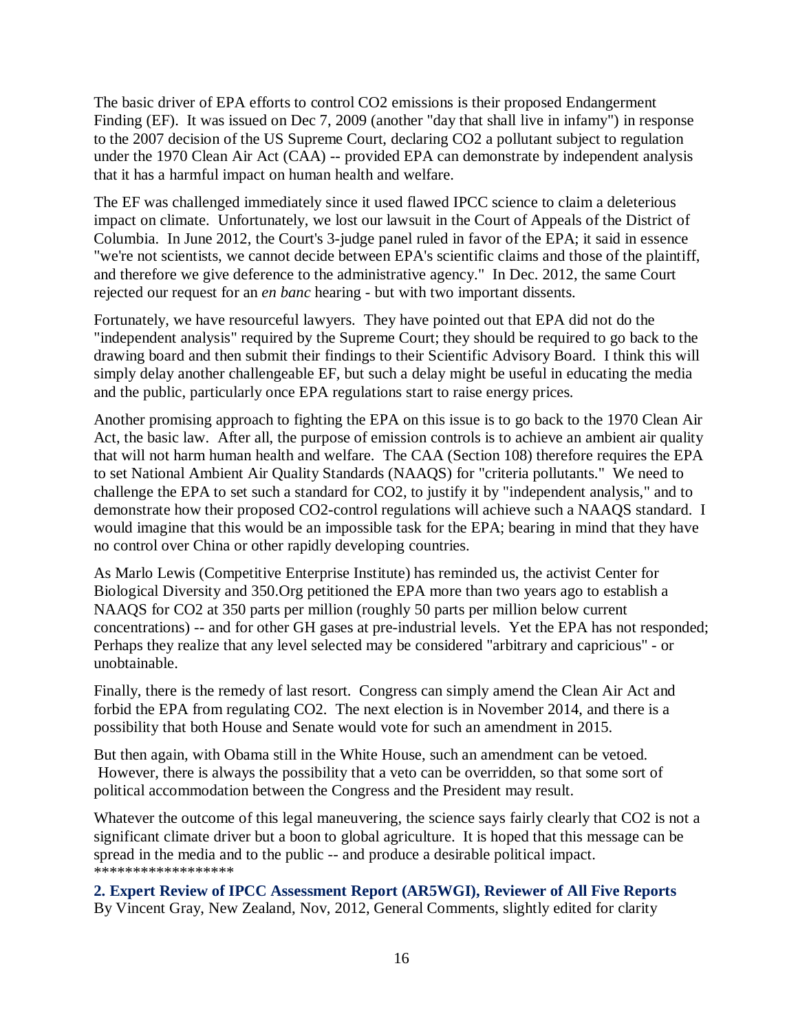The basic driver of EPA efforts to control $CO_2$ emissions is their proposed Endangerment Finding (EF). It was issued on Dec 7, 2009 (another "day that shall live in infamy") in response to the 2007 decision of the US Supreme Court, declaring $CO_2$ a pollutant subject to regulation under the 1970 Clean Air Act (CAA) -- provided EPA can demonstrate by independent analysis that it has a harmful impact on human health and welfare.

The EF was challenged immediately since it used flawed IPCC science to claim a deleterious impact on climate. Unfortunately, we lost our lawsuit in the Court of Appeals of the District of Columbia. In June 2012, the Court's 3-judge panel ruled in favor of the EPA; it said in essence "we're not scientists, we cannot decide between EPA's scientific claims and those of the plaintiff, and therefore we give deference to the administrative agency." In Dec. 2012, the same Court rejected our request for an *en banc* hearing - but with two important dissents.

Fortunately, we have resourceful lawyers. They have pointed out that EPA did not do the "independent analysis" required by the Supreme Court; they should be required to go back to the drawing board and then submit their findings to their Scientific Advisory Board. I think this will simply delay another challengeable EF, but such a delay might be useful in educating the media and the public, particularly once EPA regulations start to raise energy prices.

Another promising approach to fighting the EPA on this issue is to go back to the 1970 Clean Air Act, the basic law. After all, the purpose of emission controls is to achieve an ambient air quality that will not harm human health and welfare. The CAA (Section 108) therefore requires the EPA to set National Ambient Air Quality Standards (NAAQS) for "criteria pollutants." We need to challenge the EPA to set such a standard for $CO_2$, to justify it by "independent analysis," and to demonstrate how their proposed $CO_2$-control regulations will achieve such a NAAQS standard. I would imagine that this would be an impossible task for the EPA; bearing in mind that they have no control over China or other rapidly developing countries.

As Marlo Lewis (Competitive Enterprise Institute) has reminded us, the activist Center for Biological Diversity and 350.Org petitioned the EPA more than two years ago to establish a NAAQS for $CO_2$ at 350 parts per million (roughly 50 parts per million below current concentrations) -- and for other GH gases at pre-industrial levels. Yet the EPA has not responded; Perhaps they realize that any level selected may be considered "arbitrary and capricious" - or unobtainable.

Finally, there is the remedy of last resort. Congress can simply amend the Clean Air Act and forbid the EPA from regulating $CO_2$. The next election is in November 2014, and there is a possibility that both House and Senate would vote for such an amendment in 2015.

But then again, with Obama still in the White House, such an amendment can be vetoed. However, there is always the possibility that a veto can be overridden, so that some sort of political accommodation between the Congress and the President may result.

Whatever the outcome of this legal maneuvering, the science says fairly clearly that $CO_2$ is not a significant climate driver but a boon to global agriculture. It is hoped that this message can be spread in the media and to the public -- and produce a desirable political impact.
******************

**2. Expert Review of IPCC Assessment Report (AR5WGI), Reviewer of All Five Reports**
By Vincent Gray, New Zealand, Nov, 2012, General Comments, slightly edited for clarity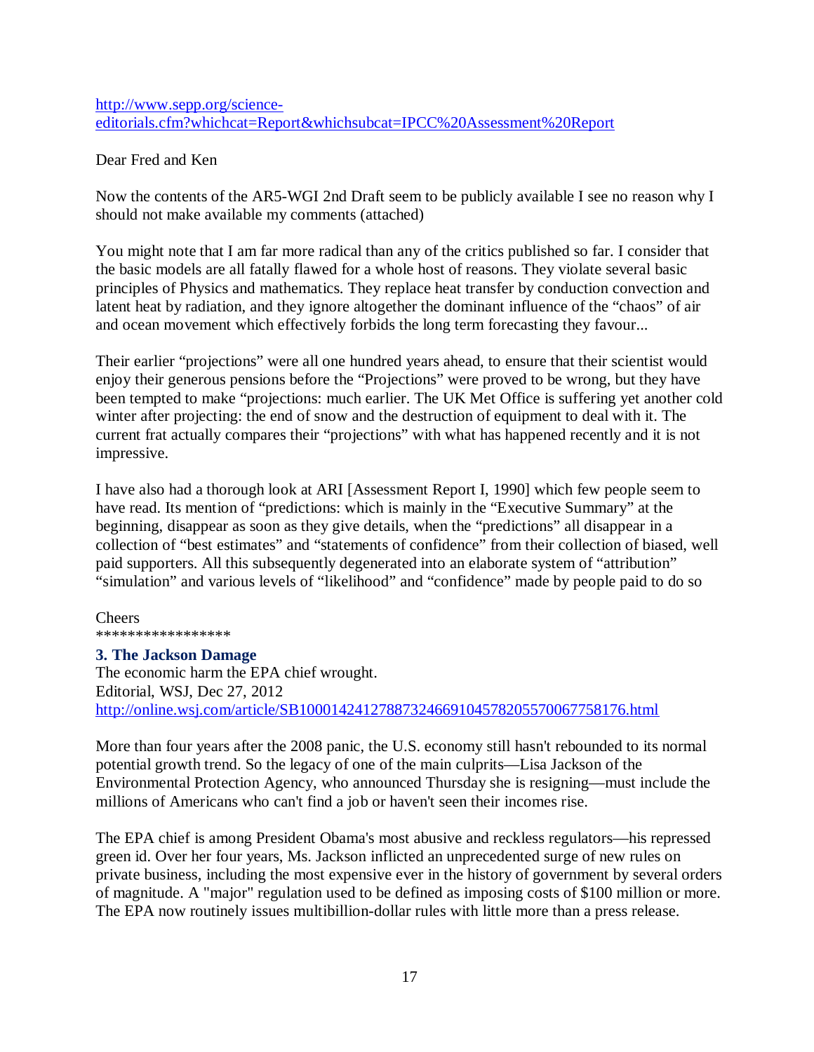http://www.sepp.org/science-editorials.cfm?whichcat=Report&whichsubcat=IPCC%20Assessment%20Report

Dear Fred and Ken

Now the contents of the AR5-WGI 2nd Draft seem to be publicly available I see no reason why I should not make available my comments (attached)

You might note that I am far more radical than any of the critics published so far. I consider that the basic models are all fatally flawed for a whole host of reasons. They violate several basic principles of Physics and mathematics. They replace heat transfer by conduction convection and latent heat by radiation, and they ignore altogether the dominant influence of the "chaos" of air and ocean movement which effectively forbids the long term forecasting they favour...

Their earlier "projections" were all one hundred years ahead, to ensure that their scientist would enjoy their generous pensions before the "Projections" were proved to be wrong, but they have been tempted to make "projections: much earlier. The UK Met Office is suffering yet another cold winter after projecting: the end of snow and the destruction of equipment to deal with it. The current frat actually compares their "projections" with what has happened recently and it is not impressive.

I have also had a thorough look at ARI [Assessment Report I, 1990] which few people seem to have read. Its mention of "predictions: which is mainly in the "Executive Summary" at the beginning, disappear as soon as they give details, when the "predictions" all disappear in a collection of "best estimates" and "statements of confidence" from their collection of biased, well paid supporters. All this subsequently degenerated into an elaborate system of "attribution" "simulation" and various levels of "likelihood" and "confidence" made by people paid to do so

Cheers

*****************

### 3. The Jackson Damage

The economic harm the EPA chief wrought.
Editorial, WSJ, Dec 27, 2012
http://online.wsj.com/article/SB10001424127887324669104578205570067758176.html

More than four years after the 2008 panic, the U.S. economy still hasn't rebounded to its normal potential growth trend. So the legacy of one of the main culprits—Lisa Jackson of the Environmental Protection Agency, who announced Thursday she is resigning—must include the millions of Americans who can't find a job or haven't seen their incomes rise.

The EPA chief is among President Obama's most abusive and reckless regulators—his repressed green id. Over her four years, Ms. Jackson inflicted an unprecedented surge of new rules on private business, including the most expensive ever in the history of government by several orders of magnitude. A "major" regulation used to be defined as imposing costs of $100 million or more. The EPA now routinely issues multibillion-dollar rules with little more than a press release.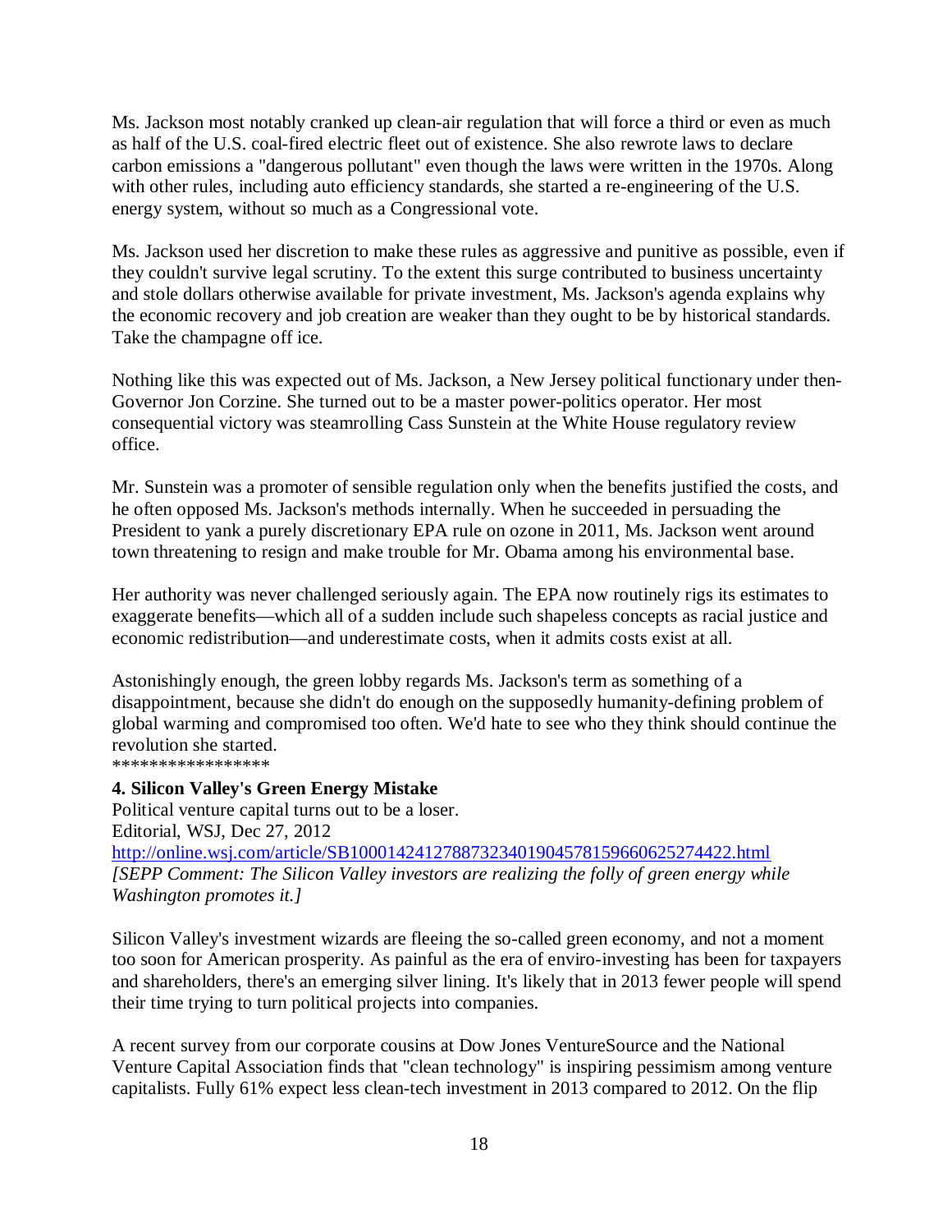Ms. Jackson most notably cranked up clean-air regulation that will force a third or even as much as half of the U.S. coal-fired electric fleet out of existence. She also rewrote laws to declare carbon emissions a "dangerous pollutant" even though the laws were written in the 1970s. Along with other rules, including auto efficiency standards, she started a re-engineering of the U.S. energy system, without so much as a Congressional vote.

Ms. Jackson used her discretion to make these rules as aggressive and punitive as possible, even if they couldn't survive legal scrutiny. To the extent this surge contributed to business uncertainty and stole dollars otherwise available for private investment, Ms. Jackson's agenda explains why the economic recovery and job creation are weaker than they ought to be by historical standards. Take the champagne off ice.

Nothing like this was expected out of Ms. Jackson, a New Jersey political functionary under then-Governor Jon Corzine. She turned out to be a master power-politics operator. Her most consequential victory was steamrolling Cass Sunstein at the White House regulatory review office.

Mr. Sunstein was a promoter of sensible regulation only when the benefits justified the costs, and he often opposed Ms. Jackson's methods internally. When he succeeded in persuading the President to yank a purely discretionary EPA rule on ozone in 2011, Ms. Jackson went around town threatening to resign and make trouble for Mr. Obama among his environmental base.

Her authority was never challenged seriously again. The EPA now routinely rigs its estimates to exaggerate benefits—which all of a sudden include such shapeless concepts as racial justice and economic redistribution—and underestimate costs, when it admits costs exist at all.

Astonishingly enough, the green lobby regards Ms. Jackson's term as something of a disappointment, because she didn't do enough on the supposedly humanity-defining problem of global warming and compromised too often. We'd hate to see who they think should continue the revolution she started.
*****************

**4. Silicon Valley's Green Energy Mistake**
Political venture capital turns out to be a loser.
Editorial, WSJ, Dec 27, 2012
http://online.wsj.com/article/SB10001424127887323401904578159660625274422.html
*[SEPP Comment: The Silicon Valley investors are realizing the folly of green energy while Washington promotes it.]*

Silicon Valley's investment wizards are fleeing the so-called green economy, and not a moment too soon for American prosperity. As painful as the era of enviro-investing has been for taxpayers and shareholders, there's an emerging silver lining. It's likely that in 2013 fewer people will spend their time trying to turn political projects into companies.

A recent survey from our corporate cousins at Dow Jones VentureSource and the National Venture Capital Association finds that "clean technology" is inspiring pessimism among venture capitalists. Fully 61% expect less clean-tech investment in 2013 compared to 2012. On the flip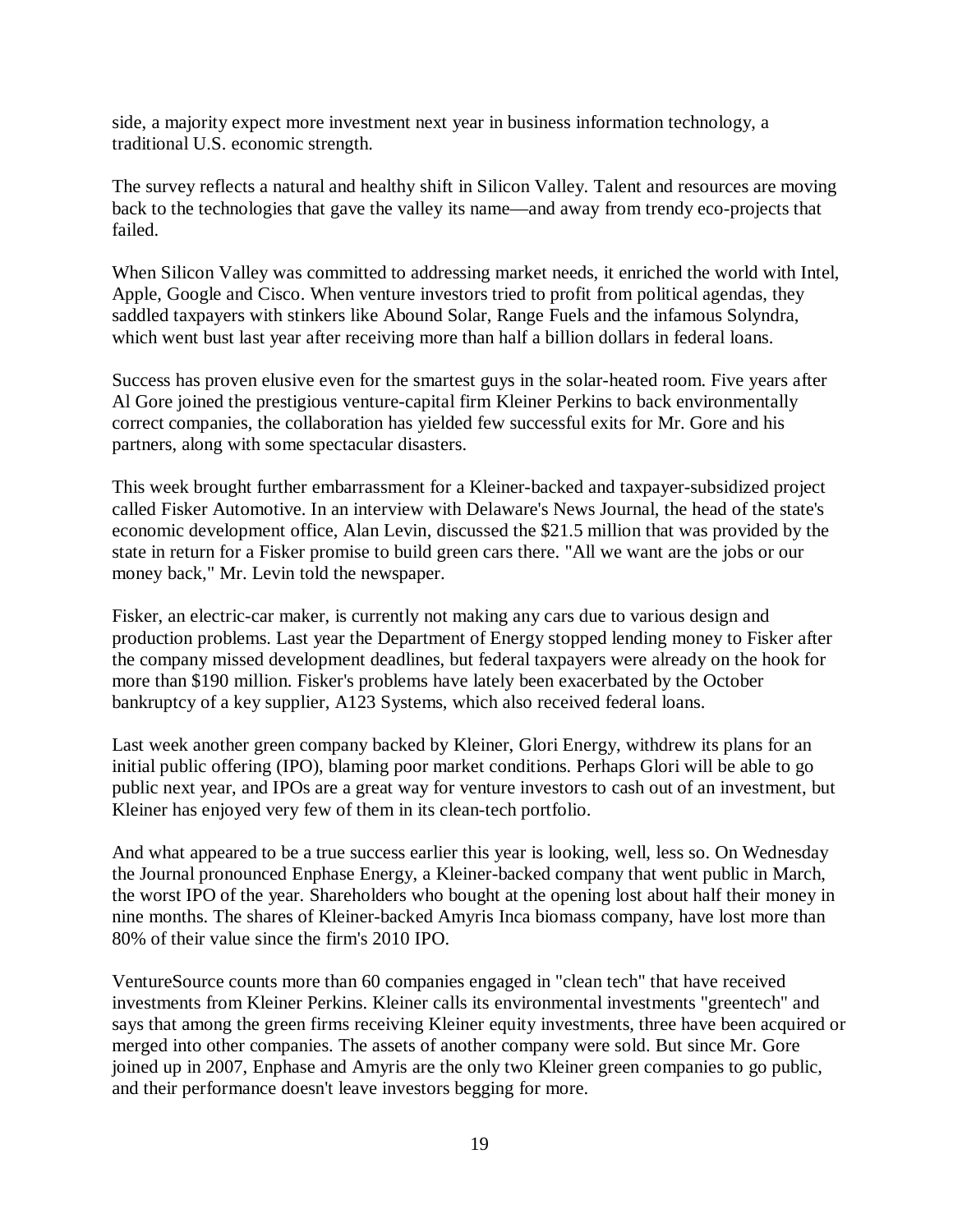side, a majority expect more investment next year in business information technology, a traditional U.S. economic strength.

The survey reflects a natural and healthy shift in Silicon Valley. Talent and resources are moving back to the technologies that gave the valley its name—and away from trendy eco-projects that failed.

When Silicon Valley was committed to addressing market needs, it enriched the world with Intel, Apple, Google and Cisco. When venture investors tried to profit from political agendas, they saddled taxpayers with stinkers like Abound Solar, Range Fuels and the infamous Solyndra, which went bust last year after receiving more than half a billion dollars in federal loans.

Success has proven elusive even for the smartest guys in the solar-heated room. Five years after Al Gore joined the prestigious venture-capital firm Kleiner Perkins to back environmentally correct companies, the collaboration has yielded few successful exits for Mr. Gore and his partners, along with some spectacular disasters.

This week brought further embarrassment for a Kleiner-backed and taxpayer-subsidized project called Fisker Automotive. In an interview with Delaware's News Journal, the head of the state's economic development office, Alan Levin, discussed the $21.5 million that was provided by the state in return for a Fisker promise to build green cars there. "All we want are the jobs or our money back," Mr. Levin told the newspaper.

Fisker, an electric-car maker, is currently not making any cars due to various design and production problems. Last year the Department of Energy stopped lending money to Fisker after the company missed development deadlines, but federal taxpayers were already on the hook for more than $190 million. Fisker's problems have lately been exacerbated by the October bankruptcy of a key supplier, A123 Systems, which also received federal loans.

Last week another green company backed by Kleiner, Glori Energy, withdrew its plans for an initial public offering (IPO), blaming poor market conditions. Perhaps Glori will be able to go public next year, and IPOs are a great way for venture investors to cash out of an investment, but Kleiner has enjoyed very few of them in its clean-tech portfolio.

And what appeared to be a true success earlier this year is looking, well, less so. On Wednesday the Journal pronounced Enphase Energy, a Kleiner-backed company that went public in March, the worst IPO of the year. Shareholders who bought at the opening lost about half their money in nine months. The shares of Kleiner-backed Amyris Inca biomass company, have lost more than 80% of their value since the firm's 2010 IPO.

VentureSource counts more than 60 companies engaged in "clean tech" that have received investments from Kleiner Perkins. Kleiner calls its environmental investments "greentech" and says that among the green firms receiving Kleiner equity investments, three have been acquired or merged into other companies. The assets of another company were sold. But since Mr. Gore joined up in 2007, Enphase and Amyris are the only two Kleiner green companies to go public, and their performance doesn't leave investors begging for more.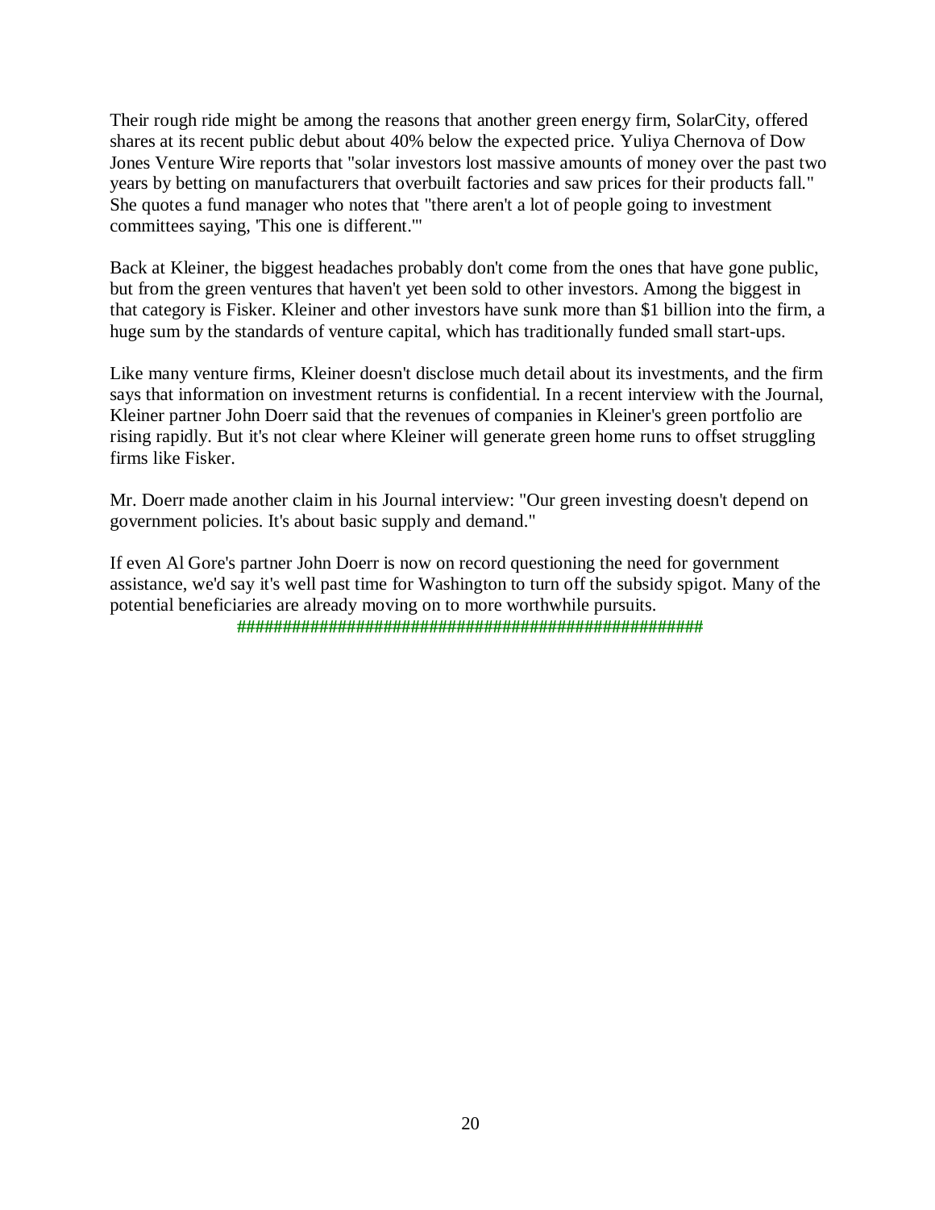Their rough ride might be among the reasons that another green energy firm, SolarCity, offered shares at its recent public debut about 40% below the expected price. Yuliya Chernova of Dow Jones Venture Wire reports that "solar investors lost massive amounts of money over the past two years by betting on manufacturers that overbuilt factories and saw prices for their products fall." She quotes a fund manager who notes that "there aren't a lot of people going to investment committees saying, 'This one is different.'"

Back at Kleiner, the biggest headaches probably don't come from the ones that have gone public, but from the green ventures that haven't yet been sold to other investors. Among the biggest in that category is Fisker. Kleiner and other investors have sunk more than $1 billion into the firm, a huge sum by the standards of venture capital, which has traditionally funded small start-ups.

Like many venture firms, Kleiner doesn't disclose much detail about its investments, and the firm says that information on investment returns is confidential. In a recent interview with the Journal, Kleiner partner John Doerr said that the revenues of companies in Kleiner's green portfolio are rising rapidly. But it's not clear where Kleiner will generate green home runs to offset struggling firms like Fisker.

Mr. Doerr made another claim in his Journal interview: "Our green investing doesn't depend on government policies. It's about basic supply and demand."

If even Al Gore's partner John Doerr is now on record questioning the need for government assistance, we'd say it's well past time for Washington to turn off the subsidy spigot. Many of the potential beneficiaries are already moving on to more worthwhile pursuits.

#####################################################